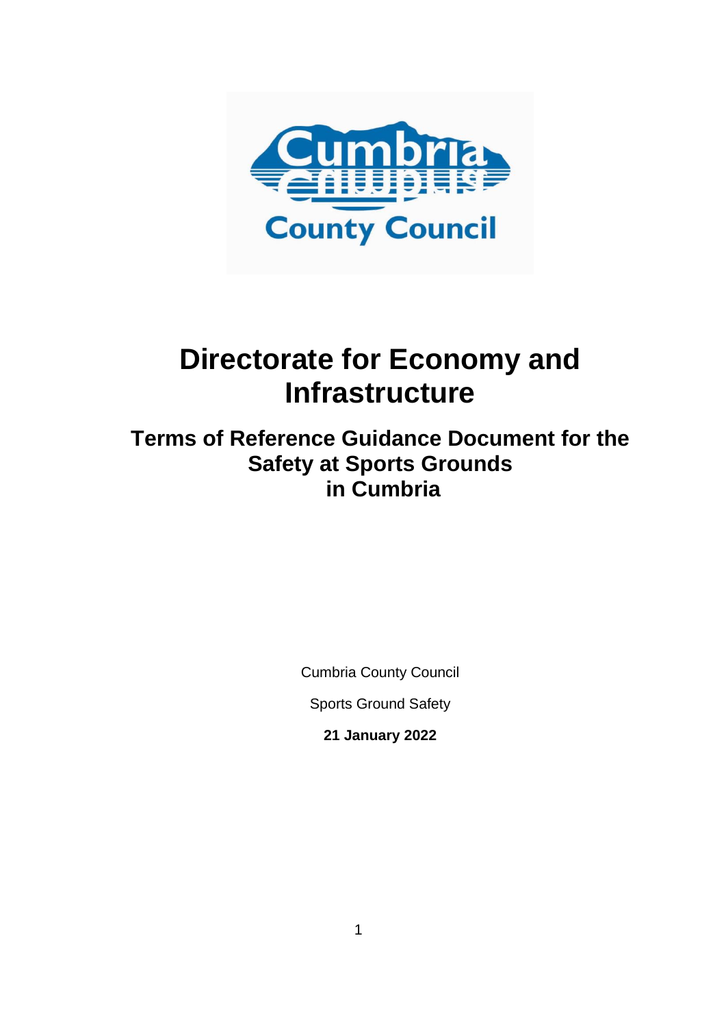# Directorate for Economy and Infrastructure

## Terms of Reference Guidance Document for the Safety at Sports Grounds in Cumbria

Cumbria County Council

Sports Ground Safety

**21 January 2022**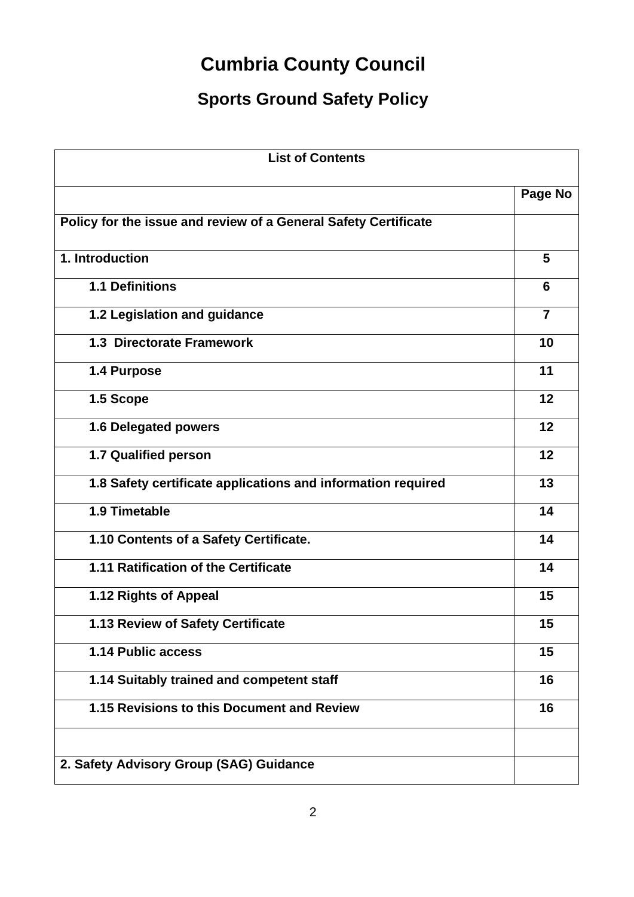# Cumbria County Council

## Sports Ground Safety Policy

| List of Contents | |
|---|---|
| | **Page No** |
| **Policy for the issue and review of a General Safety Certificate** | |
| **1. Introduction** | **5** |
| **1.1 Definitions** | **6** |
| **1.2 Legislation and guidance** | **7** |
| **1.3 Directorate Framework** | **10** |
| **1.4 Purpose** | **11** |
| **1.5 Scope** | **12** |
| **1.6 Delegated powers** | **12** |
| **1.7 Qualified person** | **12** |
| **1.8 Safety certificate applications and information required** | **13** |
| **1.9 Timetable** | **14** |
| **1.10 Contents of a Safety Certificate.** | **14** |
| **1.11 Ratification of the Certificate** | **14** |
| **1.12 Rights of Appeal** | **15** |
| **1.13 Review of Safety Certificate** | **15** |
| **1.14 Public access** | **15** |
| **1.14 Suitably trained and competent staff** | **16** |
| **1.15 Revisions to this Document and Review** | **16** |
| | |
| **2. Safety Advisory Group (SAG) Guidance** | |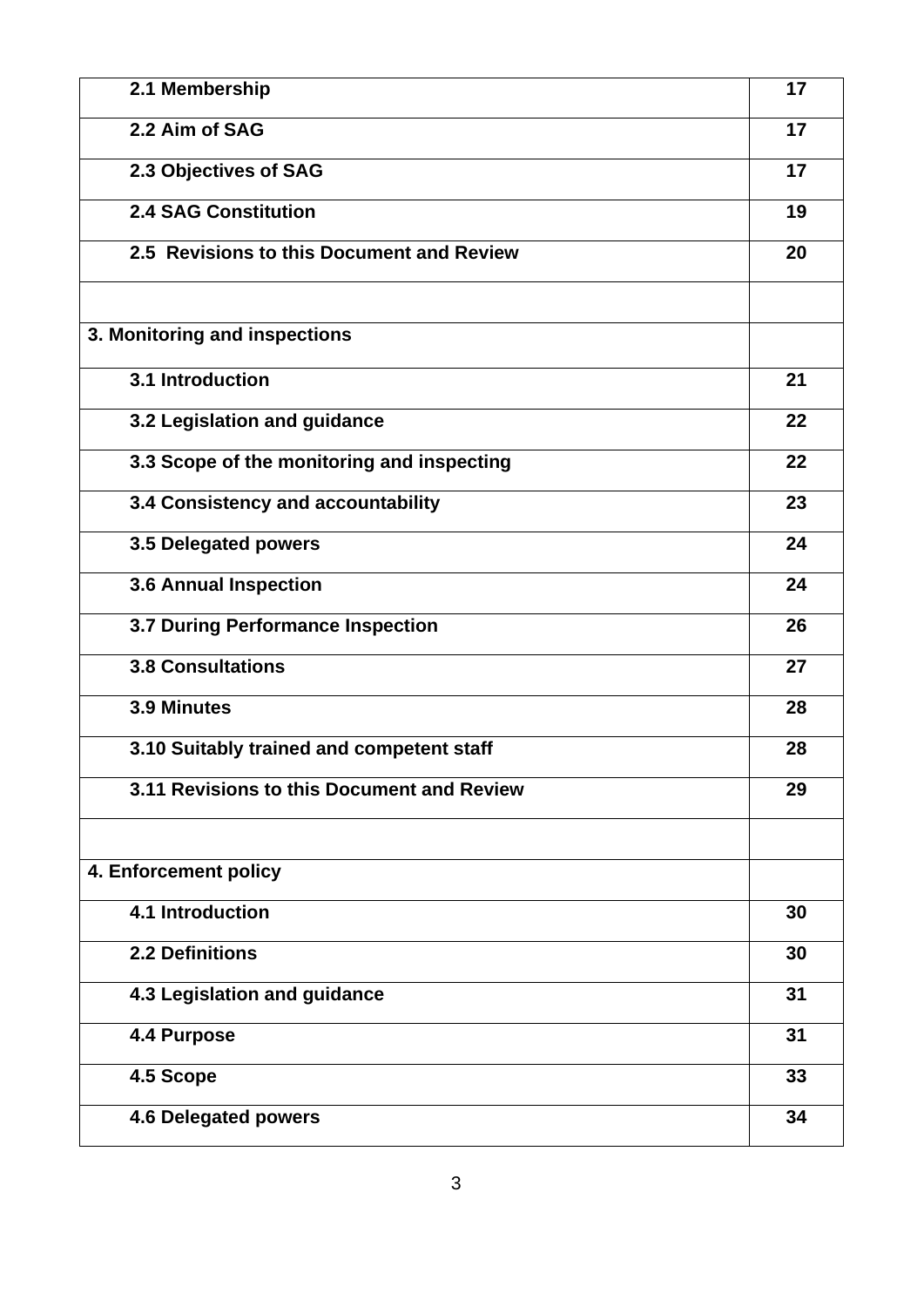| | |
|---|---|
| **2.1 Membership** | **17** |
| **2.2 Aim of SAG** | **17** |
| **2.3 Objectives of SAG** | **17** |
| **2.4 SAG Constitution** | **19** |
| **2.5 Revisions to this Document and Review** | **20** |
| | |
| **3. Monitoring and inspections** | |
| **3.1 Introduction** | **21** |
| **3.2 Legislation and guidance** | **22** |
| **3.3 Scope of the monitoring and inspecting** | **22** |
| **3.4 Consistency and accountability** | **23** |
| **3.5 Delegated powers** | **24** |
| **3.6 Annual Inspection** | **24** |
| **3.7 During Performance Inspection** | **26** |
| **3.8 Consultations** | **27** |
| **3.9 Minutes** | **28** |
| **3.10 Suitably trained and competent staff** | **28** |
| **3.11 Revisions to this Document and Review** | **29** |
| | |
| **4. Enforcement policy** | |
| **4.1 Introduction** | **30** |
| **2.2 Definitions** | **30** |
| **4.3 Legislation and guidance** | **31** |
| **4.4 Purpose** | **31** |
| **4.5 Scope** | **33** |
| **4.6 Delegated powers** | **34** |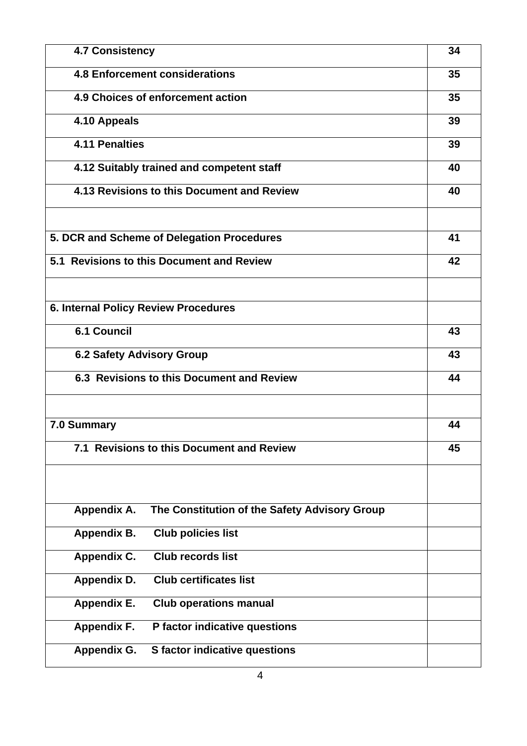| | |
|---|---|
| **4.7 Consistency** | **34** |
| **4.8 Enforcement considerations** | **35** |
| **4.9 Choices of enforcement action** | **35** |
| **4.10 Appeals** | **39** |
| **4.11 Penalties** | **39** |
| **4.12 Suitably trained and competent staff** | **40** |
| **4.13 Revisions to this Document and Review** | **40** |
| | |
| **5. DCR and Scheme of Delegation Procedures** | **41** |
| **5.1 Revisions to this Document and Review** | **42** |
| | |
| **6. Internal Policy Review Procedures** | |
| **6.1 Council** | **43** |
| **6.2 Safety Advisory Group** | **43** |
| **6.3 Revisions to this Document and Review** | **44** |
| | |
| **7.0 Summary** | **44** |
| **7.1 Revisions to this Document and Review** | **45** |
| | |
| **Appendix A. The Constitution of the Safety Advisory Group** | |
| **Appendix B. Club policies list** | |
| **Appendix C. Club records list** | |
| **Appendix D. Club certificates list** | |
| **Appendix E. Club operations manual** | |
| **Appendix F. P factor indicative questions** | |
| **Appendix G. S factor indicative questions** | |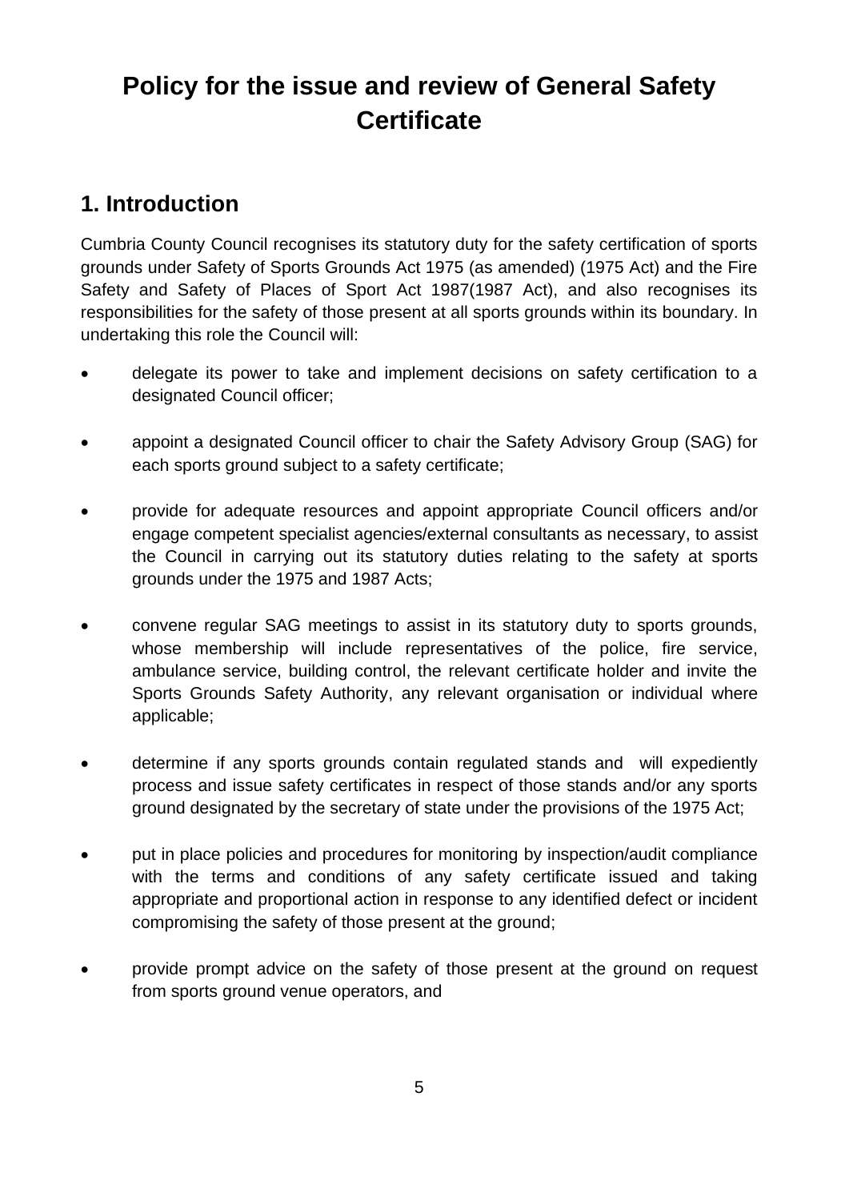# Policy for the issue and review of General Safety Certificate

## 1. Introduction

Cumbria County Council recognises its statutory duty for the safety certification of sports grounds under Safety of Sports Grounds Act 1975 (as amended) (1975 Act) and the Fire Safety and Safety of Places of Sport Act 1987(1987 Act), and also recognises its responsibilities for the safety of those present at all sports grounds within its boundary. In undertaking this role the Council will:

- delegate its power to take and implement decisions on safety certification to a designated Council officer;
- appoint a designated Council officer to chair the Safety Advisory Group (SAG) for each sports ground subject to a safety certificate;
- provide for adequate resources and appoint appropriate Council officers and/or engage competent specialist agencies/external consultants as necessary, to assist the Council in carrying out its statutory duties relating to the safety at sports grounds under the 1975 and 1987 Acts;
- convene regular SAG meetings to assist in its statutory duty to sports grounds, whose membership will include representatives of the police, fire service, ambulance service, building control, the relevant certificate holder and invite the Sports Grounds Safety Authority, any relevant organisation or individual where applicable;
- determine if any sports grounds contain regulated stands and will expediently process and issue safety certificates in respect of those stands and/or any sports ground designated by the secretary of state under the provisions of the 1975 Act;
- put in place policies and procedures for monitoring by inspection/audit compliance with the terms and conditions of any safety certificate issued and taking appropriate and proportional action in response to any identified defect or incident compromising the safety of those present at the ground;
- provide prompt advice on the safety of those present at the ground on request from sports ground venue operators, and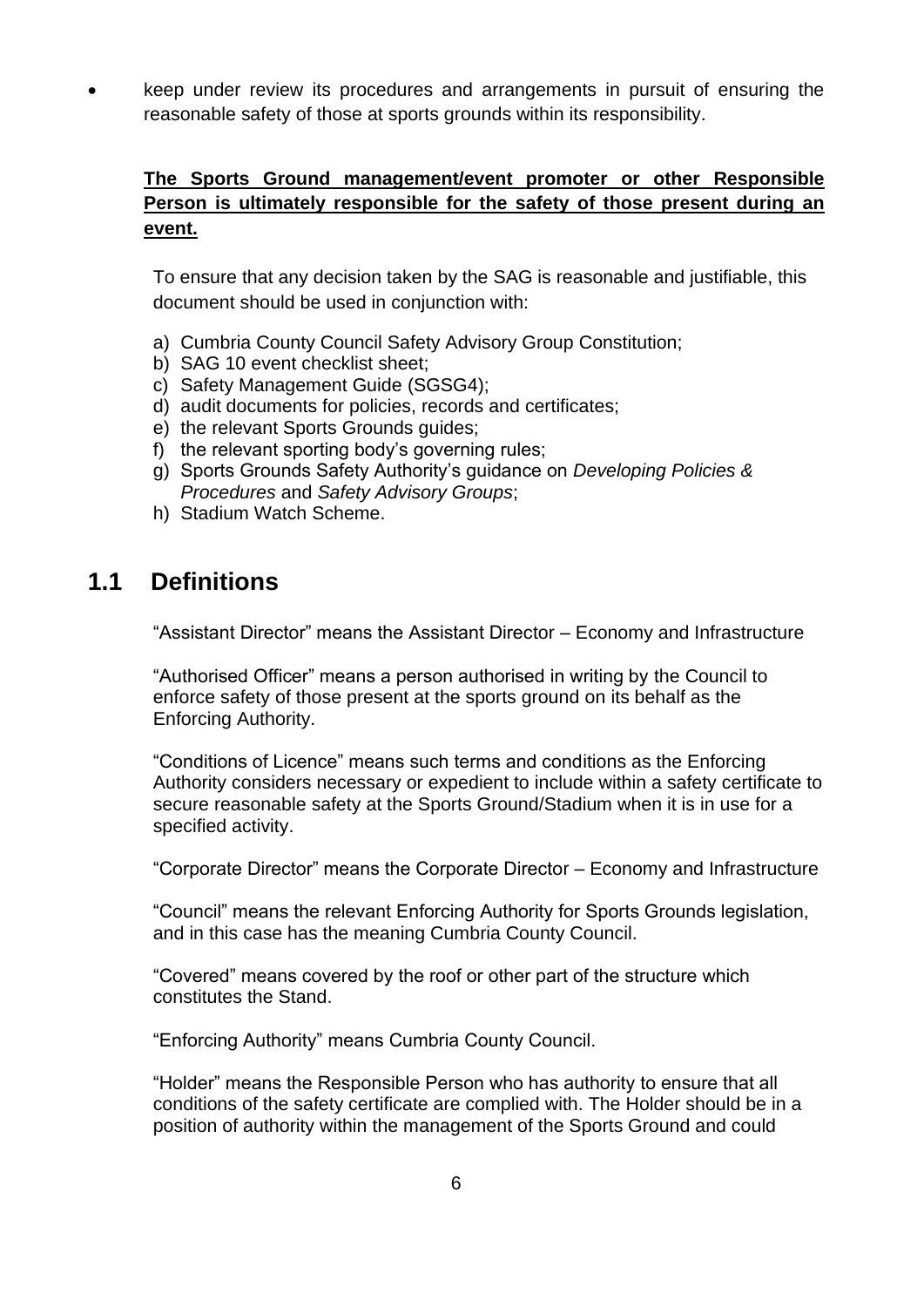- keep under review its procedures and arrangements in pursuit of ensuring the reasonable safety of those at sports grounds within its responsibility.

**The Sports Ground management/event promoter or other Responsible Person is ultimately responsible for the safety of those present during an event.**

To ensure that any decision taken by the SAG is reasonable and justifiable, this document should be used in conjunction with:

a) Cumbria County Council Safety Advisory Group Constitution;
b) SAG 10 event checklist sheet;
c) Safety Management Guide (SGSG4);
d) audit documents for policies, records and certificates;
e) the relevant Sports Grounds guides;
f) the relevant sporting body's governing rules;
g) Sports Grounds Safety Authority's guidance on *Developing Policies & Procedures* and *Safety Advisory Groups*;
h) Stadium Watch Scheme.

## 1.1 Definitions

"Assistant Director" means the Assistant Director – Economy and Infrastructure

"Authorised Officer" means a person authorised in writing by the Council to enforce safety of those present at the sports ground on its behalf as the Enforcing Authority.

"Conditions of Licence" means such terms and conditions as the Enforcing Authority considers necessary or expedient to include within a safety certificate to secure reasonable safety at the Sports Ground/Stadium when it is in use for a specified activity.

"Corporate Director" means the Corporate Director – Economy and Infrastructure

"Council" means the relevant Enforcing Authority for Sports Grounds legislation, and in this case has the meaning Cumbria County Council.

"Covered" means covered by the roof or other part of the structure which constitutes the Stand.

"Enforcing Authority" means Cumbria County Council.

"Holder" means the Responsible Person who has authority to ensure that all conditions of the safety certificate are complied with. The Holder should be in a position of authority within the management of the Sports Ground and could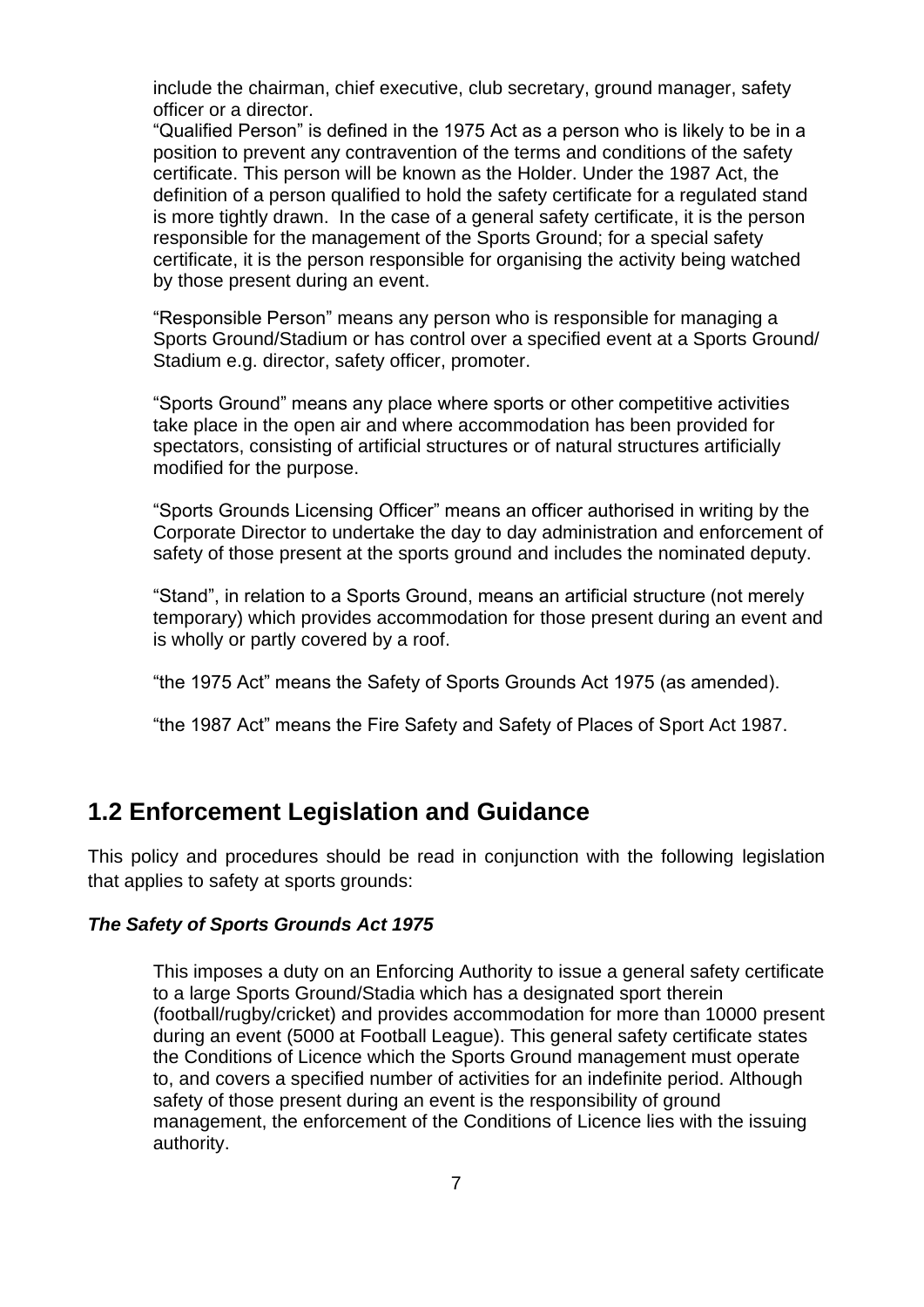include the chairman, chief executive, club secretary, ground manager, safety officer or a director.

"Qualified Person" is defined in the 1975 Act as a person who is likely to be in a position to prevent any contravention of the terms and conditions of the safety certificate. This person will be known as the Holder. Under the 1987 Act, the definition of a person qualified to hold the safety certificate for a regulated stand is more tightly drawn. In the case of a general safety certificate, it is the person responsible for the management of the Sports Ground; for a special safety certificate, it is the person responsible for organising the activity being watched by those present during an event.

"Responsible Person" means any person who is responsible for managing a Sports Ground/Stadium or has control over a specified event at a Sports Ground/ Stadium e.g. director, safety officer, promoter.

"Sports Ground" means any place where sports or other competitive activities take place in the open air and where accommodation has been provided for spectators, consisting of artificial structures or of natural structures artificially modified for the purpose.

"Sports Grounds Licensing Officer" means an officer authorised in writing by the Corporate Director to undertake the day to day administration and enforcement of safety of those present at the sports ground and includes the nominated deputy.

"Stand", in relation to a Sports Ground, means an artificial structure (not merely temporary) which provides accommodation for those present during an event and is wholly or partly covered by a roof.

"the 1975 Act" means the Safety of Sports Grounds Act 1975 (as amended).

"the 1987 Act" means the Fire Safety and Safety of Places of Sport Act 1987.

## 1.2 Enforcement Legislation and Guidance

This policy and procedures should be read in conjunction with the following legislation that applies to safety at sports grounds:

***The Safety of Sports Grounds Act 1975***

This imposes a duty on an Enforcing Authority to issue a general safety certificate to a large Sports Ground/Stadia which has a designated sport therein (football/rugby/cricket) and provides accommodation for more than 10000 present during an event (5000 at Football League). This general safety certificate states the Conditions of Licence which the Sports Ground management must operate to, and covers a specified number of activities for an indefinite period. Although safety of those present during an event is the responsibility of ground management, the enforcement of the Conditions of Licence lies with the issuing authority.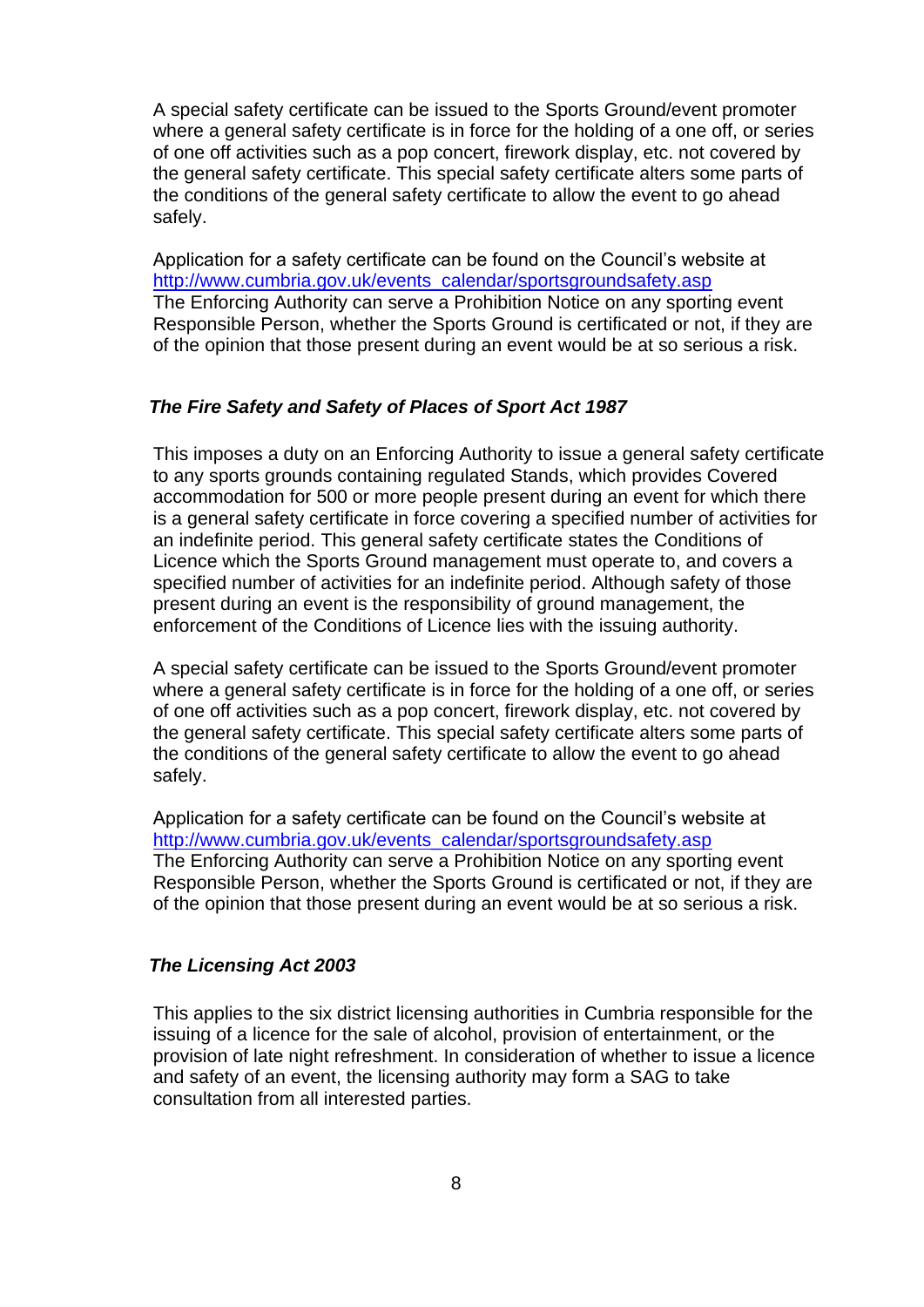A special safety certificate can be issued to the Sports Ground/event promoter where a general safety certificate is in force for the holding of a one off, or series of one off activities such as a pop concert, firework display, etc. not covered by the general safety certificate. This special safety certificate alters some parts of the conditions of the general safety certificate to allow the event to go ahead safely.

Application for a safety certificate can be found on the Council's website at [http://www.cumbria.gov.uk/events_calendar/sportsgroundsafety.asp](http://www.cumbria.gov.uk/events_calendar/sportsgroundsafety.asp)
The Enforcing Authority can serve a Prohibition Notice on any sporting event Responsible Person, whether the Sports Ground is certificated or not, if they are of the opinion that those present during an event would be at so serious a risk.

### *The Fire Safety and Safety of Places of Sport Act 1987*

This imposes a duty on an Enforcing Authority to issue a general safety certificate to any sports grounds containing regulated Stands, which provides Covered accommodation for 500 or more people present during an event for which there is a general safety certificate in force covering a specified number of activities for an indefinite period. This general safety certificate states the Conditions of Licence which the Sports Ground management must operate to, and covers a specified number of activities for an indefinite period. Although safety of those present during an event is the responsibility of ground management, the enforcement of the Conditions of Licence lies with the issuing authority.

A special safety certificate can be issued to the Sports Ground/event promoter where a general safety certificate is in force for the holding of a one off, or series of one off activities such as a pop concert, firework display, etc. not covered by the general safety certificate. This special safety certificate alters some parts of the conditions of the general safety certificate to allow the event to go ahead safely.

Application for a safety certificate can be found on the Council's website at [http://www.cumbria.gov.uk/events_calendar/sportsgroundsafety.asp](http://www.cumbria.gov.uk/events_calendar/sportsgroundsafety.asp)
The Enforcing Authority can serve a Prohibition Notice on any sporting event Responsible Person, whether the Sports Ground is certificated or not, if they are of the opinion that those present during an event would be at so serious a risk.

### *The Licensing Act 2003*

This applies to the six district licensing authorities in Cumbria responsible for the issuing of a licence for the sale of alcohol, provision of entertainment, or the provision of late night refreshment. In consideration of whether to issue a licence and safety of an event, the licensing authority may form a SAG to take consultation from all interested parties.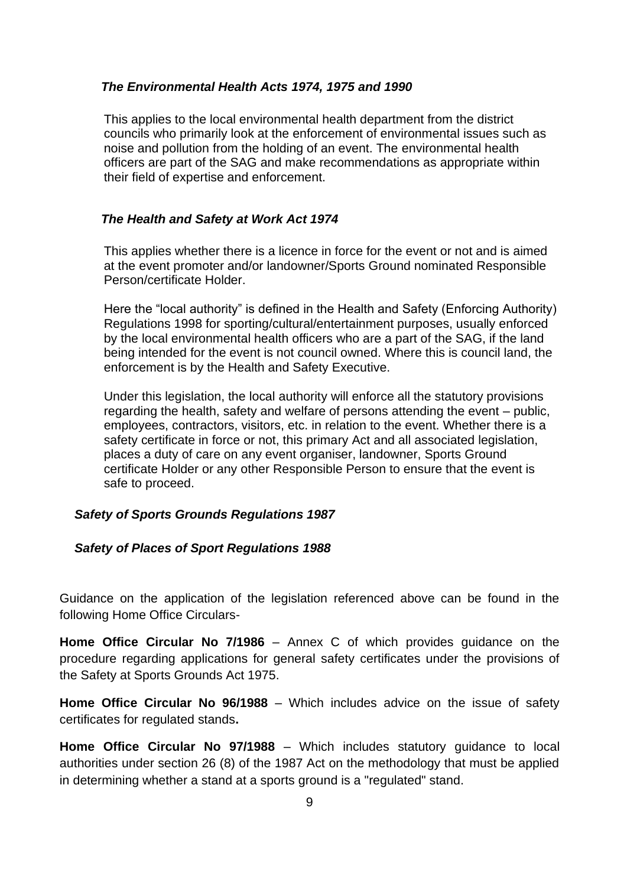***The Environmental Health Acts 1974, 1975 and 1990***

This applies to the local environmental health department from the district councils who primarily look at the enforcement of environmental issues such as noise and pollution from the holding of an event. The environmental health officers are part of the SAG and make recommendations as appropriate within their field of expertise and enforcement.

***The Health and Safety at Work Act 1974***

This applies whether there is a licence in force for the event or not and is aimed at the event promoter and/or landowner/Sports Ground nominated Responsible Person/certificate Holder.

Here the "local authority" is defined in the Health and Safety (Enforcing Authority) Regulations 1998 for sporting/cultural/entertainment purposes, usually enforced by the local environmental health officers who are a part of the SAG, if the land being intended for the event is not council owned. Where this is council land, the enforcement is by the Health and Safety Executive.

Under this legislation, the local authority will enforce all the statutory provisions regarding the health, safety and welfare of persons attending the event – public, employees, contractors, visitors, etc. in relation to the event. Whether there is a safety certificate in force or not, this primary Act and all associated legislation, places a duty of care on any event organiser, landowner, Sports Ground certificate Holder or any other Responsible Person to ensure that the event is safe to proceed.

***Safety of Sports Grounds Regulations 1987***

***Safety of Places of Sport Regulations 1988***

Guidance on the application of the legislation referenced above can be found in the following Home Office Circulars-

**Home Office Circular No 7/1986** – Annex C of which provides guidance on the procedure regarding applications for general safety certificates under the provisions of the Safety at Sports Grounds Act 1975.

**Home Office Circular No 96/1988** – Which includes advice on the issue of safety certificates for regulated stands**.**

**Home Office Circular No 97/1988** – Which includes statutory guidance to local authorities under section 26 (8) of the 1987 Act on the methodology that must be applied in determining whether a stand at a sports ground is a "regulated" stand.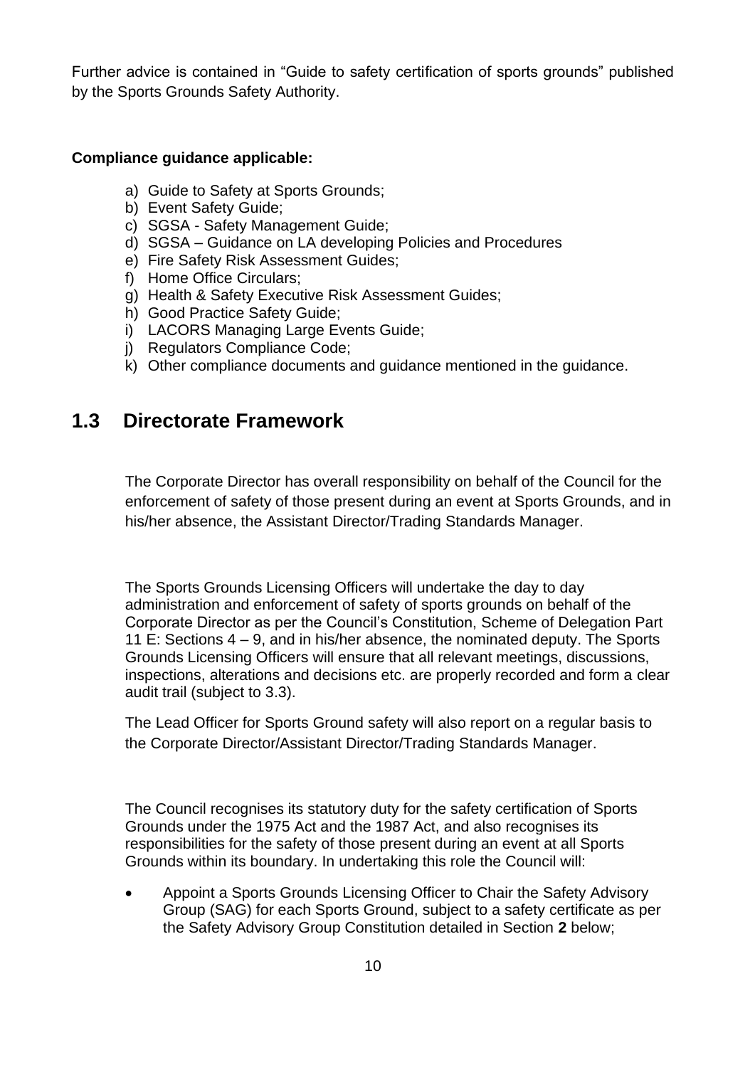Further advice is contained in "Guide to safety certification of sports grounds" published by the Sports Grounds Safety Authority.

**Compliance guidance applicable:**

a) Guide to Safety at Sports Grounds;
b) Event Safety Guide;
c) SGSA - Safety Management Guide;
d) SGSA – Guidance on LA developing Policies and Procedures
e) Fire Safety Risk Assessment Guides;
f) Home Office Circulars;
g) Health & Safety Executive Risk Assessment Guides;
h) Good Practice Safety Guide;
i) LACORS Managing Large Events Guide;
j) Regulators Compliance Code;
k) Other compliance documents and guidance mentioned in the guidance.

## 1.3 Directorate Framework

The Corporate Director has overall responsibility on behalf of the Council for the enforcement of safety of those present during an event at Sports Grounds, and in his/her absence, the Assistant Director/Trading Standards Manager.

The Sports Grounds Licensing Officers will undertake the day to day administration and enforcement of safety of sports grounds on behalf of the Corporate Director as per the Council's Constitution, Scheme of Delegation Part 11 E: Sections 4 – 9, and in his/her absence, the nominated deputy. The Sports Grounds Licensing Officers will ensure that all relevant meetings, discussions, inspections, alterations and decisions etc. are properly recorded and form a clear audit trail (subject to 3.3).

The Lead Officer for Sports Ground safety will also report on a regular basis to the Corporate Director/Assistant Director/Trading Standards Manager.

The Council recognises its statutory duty for the safety certification of Sports Grounds under the 1975 Act and the 1987 Act, and also recognises its responsibilities for the safety of those present during an event at all Sports Grounds within its boundary. In undertaking this role the Council will:

- Appoint a Sports Grounds Licensing Officer to Chair the Safety Advisory Group (SAG) for each Sports Ground, subject to a safety certificate as per the Safety Advisory Group Constitution detailed in Section **2** below;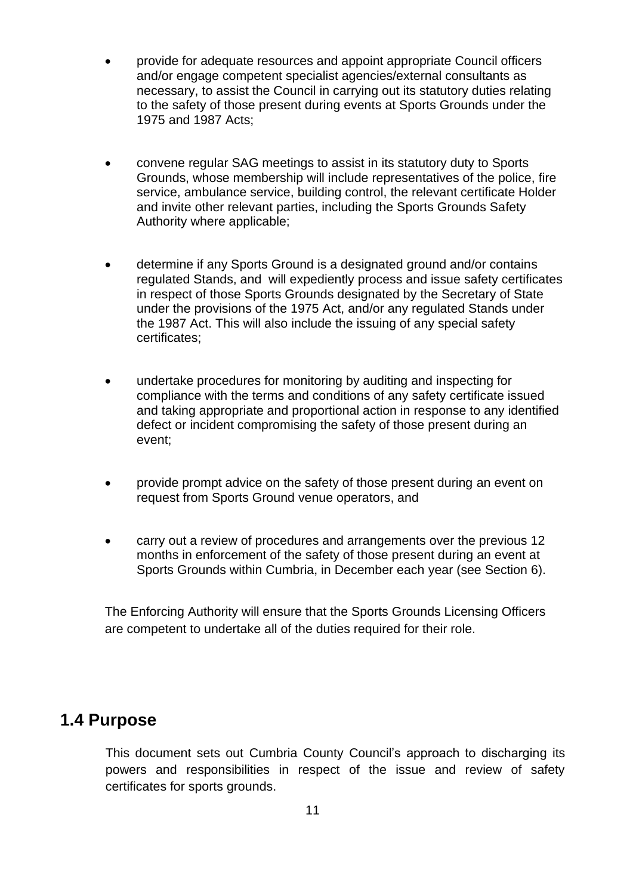- provide for adequate resources and appoint appropriate Council officers and/or engage competent specialist agencies/external consultants as necessary, to assist the Council in carrying out its statutory duties relating to the safety of those present during events at Sports Grounds under the 1975 and 1987 Acts;

- convene regular SAG meetings to assist in its statutory duty to Sports Grounds, whose membership will include representatives of the police, fire service, ambulance service, building control, the relevant certificate Holder and invite other relevant parties, including the Sports Grounds Safety Authority where applicable;

- determine if any Sports Ground is a designated ground and/or contains regulated Stands, and will expediently process and issue safety certificates in respect of those Sports Grounds designated by the Secretary of State under the provisions of the 1975 Act, and/or any regulated Stands under the 1987 Act. This will also include the issuing of any special safety certificates;

- undertake procedures for monitoring by auditing and inspecting for compliance with the terms and conditions of any safety certificate issued and taking appropriate and proportional action in response to any identified defect or incident compromising the safety of those present during an event;

- provide prompt advice on the safety of those present during an event on request from Sports Ground venue operators, and

- carry out a review of procedures and arrangements over the previous 12 months in enforcement of the safety of those present during an event at Sports Grounds within Cumbria, in December each year (see Section 6).

The Enforcing Authority will ensure that the Sports Grounds Licensing Officers are competent to undertake all of the duties required for their role.

## 1.4 Purpose

This document sets out Cumbria County Council's approach to discharging its powers and responsibilities in respect of the issue and review of safety certificates for sports grounds.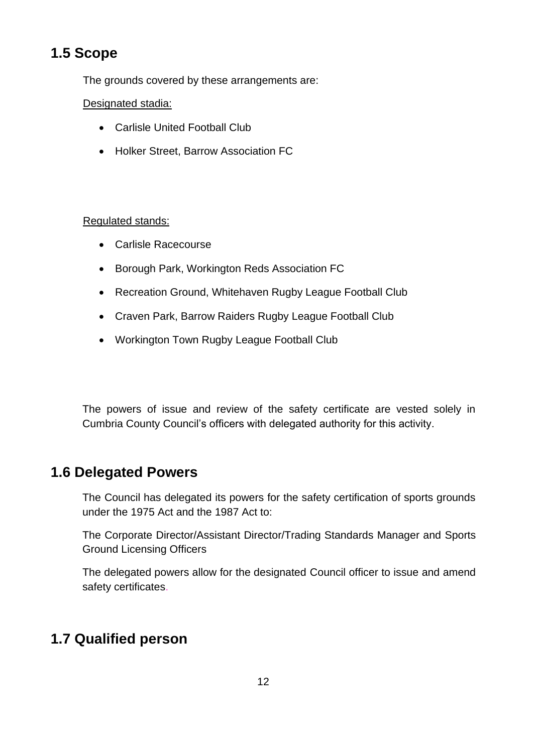## 1.5 Scope

The grounds covered by these arrangements are:

Designated stadia:

- Carlisle United Football Club
- Holker Street, Barrow Association FC

Regulated stands:

- Carlisle Racecourse
- Borough Park, Workington Reds Association FC
- Recreation Ground, Whitehaven Rugby League Football Club
- Craven Park, Barrow Raiders Rugby League Football Club
- Workington Town Rugby League Football Club

The powers of issue and review of the safety certificate are vested solely in Cumbria County Council's officers with delegated authority for this activity.

## 1.6 Delegated Powers

The Council has delegated its powers for the safety certification of sports grounds under the 1975 Act and the 1987 Act to:

The Corporate Director/Assistant Director/Trading Standards Manager and Sports Ground Licensing Officers

The delegated powers allow for the designated Council officer to issue and amend safety certificates.

## 1.7 Qualified person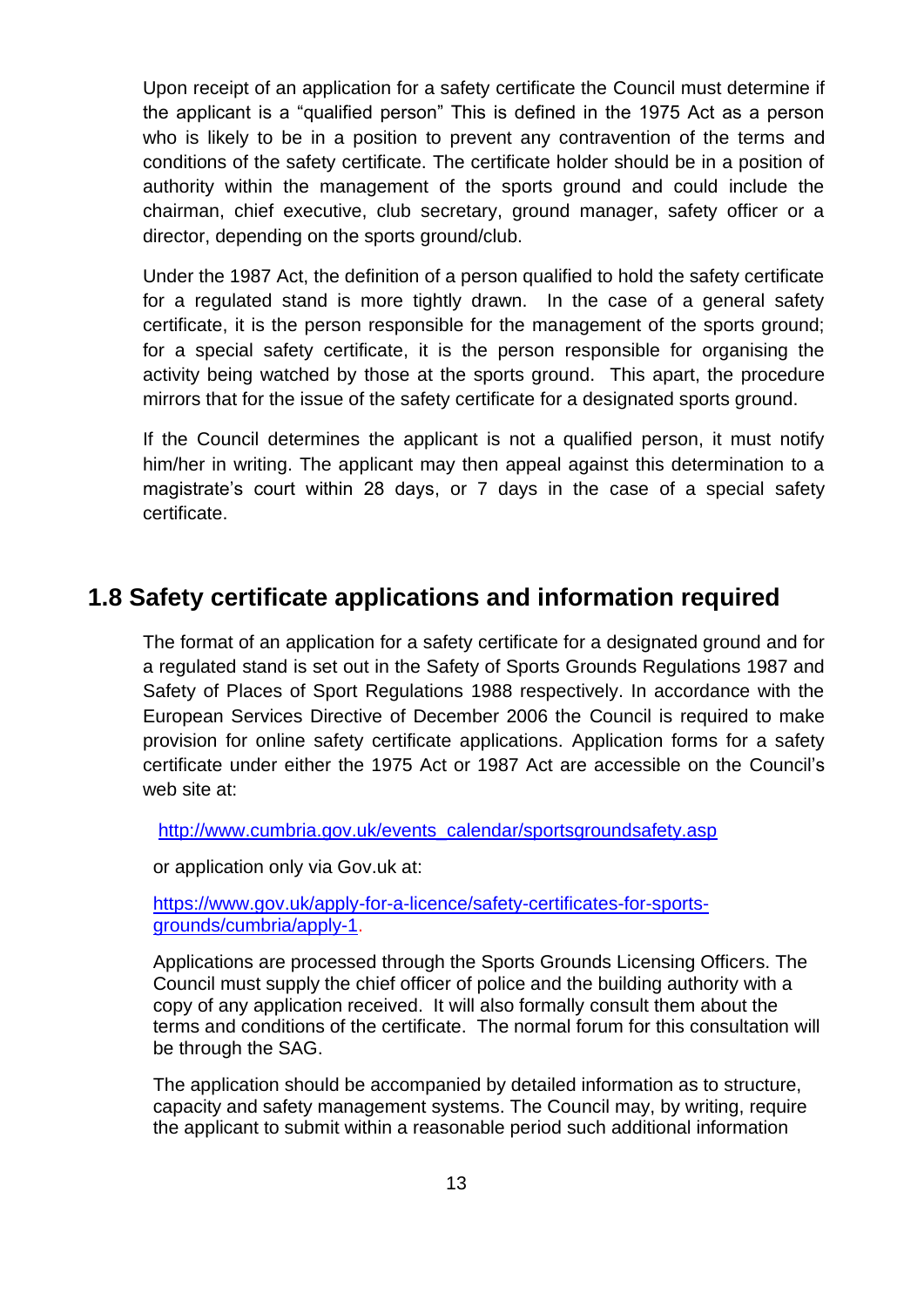Upon receipt of an application for a safety certificate the Council must determine if the applicant is a "qualified person" This is defined in the 1975 Act as a person who is likely to be in a position to prevent any contravention of the terms and conditions of the safety certificate. The certificate holder should be in a position of authority within the management of the sports ground and could include the chairman, chief executive, club secretary, ground manager, safety officer or a director, depending on the sports ground/club.

Under the 1987 Act, the definition of a person qualified to hold the safety certificate for a regulated stand is more tightly drawn. In the case of a general safety certificate, it is the person responsible for the management of the sports ground; for a special safety certificate, it is the person responsible for organising the activity being watched by those at the sports ground. This apart, the procedure mirrors that for the issue of the safety certificate for a designated sports ground.

If the Council determines the applicant is not a qualified person, it must notify him/her in writing. The applicant may then appeal against this determination to a magistrate's court within 28 days, or 7 days in the case of a special safety certificate.

## 1.8 Safety certificate applications and information required

The format of an application for a safety certificate for a designated ground and for a regulated stand is set out in the Safety of Sports Grounds Regulations 1987 and Safety of Places of Sport Regulations 1988 respectively. In accordance with the European Services Directive of December 2006 the Council is required to make provision for online safety certificate applications. Application forms for a safety certificate under either the 1975 Act or 1987 Act are accessible on the Council's web site at:

[http://www.cumbria.gov.uk/events_calendar/sportsgroundsafety.asp](http://www.cumbria.gov.uk/events_calendar/sportsgroundsafety.asp)

or application only via Gov.uk at:

[https://www.gov.uk/apply-for-a-licence/safety-certificates-for-sports-grounds/cumbria/apply-1](https://www.gov.uk/apply-for-a-licence/safety-certificates-for-sports-grounds/cumbria/apply-1).

Applications are processed through the Sports Grounds Licensing Officers. The Council must supply the chief officer of police and the building authority with a copy of any application received. It will also formally consult them about the terms and conditions of the certificate. The normal forum for this consultation will be through the SAG.

The application should be accompanied by detailed information as to structure, capacity and safety management systems. The Council may, by writing, require the applicant to submit within a reasonable period such additional information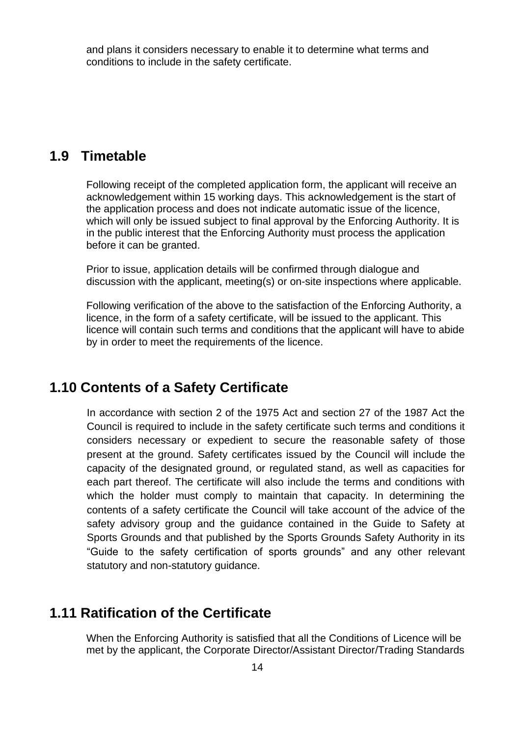and plans it considers necessary to enable it to determine what terms and conditions to include in the safety certificate.

## 1.9 Timetable

Following receipt of the completed application form, the applicant will receive an acknowledgement within 15 working days. This acknowledgement is the start of the application process and does not indicate automatic issue of the licence, which will only be issued subject to final approval by the Enforcing Authority. It is in the public interest that the Enforcing Authority must process the application before it can be granted.

Prior to issue, application details will be confirmed through dialogue and discussion with the applicant, meeting(s) or on-site inspections where applicable.

Following verification of the above to the satisfaction of the Enforcing Authority, a licence, in the form of a safety certificate, will be issued to the applicant. This licence will contain such terms and conditions that the applicant will have to abide by in order to meet the requirements of the licence.

## 1.10 Contents of a Safety Certificate

In accordance with section 2 of the 1975 Act and section 27 of the 1987 Act the Council is required to include in the safety certificate such terms and conditions it considers necessary or expedient to secure the reasonable safety of those present at the ground. Safety certificates issued by the Council will include the capacity of the designated ground, or regulated stand, as well as capacities for each part thereof. The certificate will also include the terms and conditions with which the holder must comply to maintain that capacity. In determining the contents of a safety certificate the Council will take account of the advice of the safety advisory group and the guidance contained in the Guide to Safety at Sports Grounds and that published by the Sports Grounds Safety Authority in its "Guide to the safety certification of sports grounds" and any other relevant statutory and non-statutory guidance.

## 1.11 Ratification of the Certificate

When the Enforcing Authority is satisfied that all the Conditions of Licence will be met by the applicant, the Corporate Director/Assistant Director/Trading Standards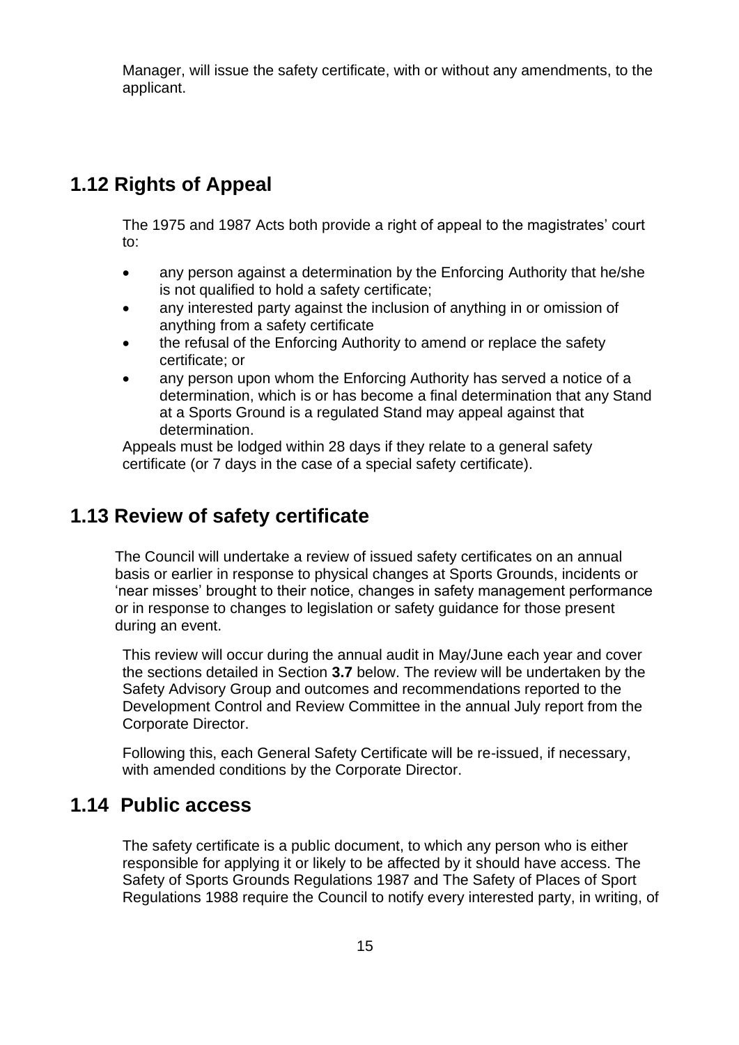Manager, will issue the safety certificate, with or without any amendments, to the applicant.

## 1.12 Rights of Appeal

The 1975 and 1987 Acts both provide a right of appeal to the magistrates' court to:

- any person against a determination by the Enforcing Authority that he/she is not qualified to hold a safety certificate;
- any interested party against the inclusion of anything in or omission of anything from a safety certificate
- the refusal of the Enforcing Authority to amend or replace the safety certificate; or
- any person upon whom the Enforcing Authority has served a notice of a determination, which is or has become a final determination that any Stand at a Sports Ground is a regulated Stand may appeal against that determination.

Appeals must be lodged within 28 days if they relate to a general safety certificate (or 7 days in the case of a special safety certificate).

## 1.13 Review of safety certificate

The Council will undertake a review of issued safety certificates on an annual basis or earlier in response to physical changes at Sports Grounds, incidents or 'near misses' brought to their notice, changes in safety management performance or in response to changes to legislation or safety guidance for those present during an event.

This review will occur during the annual audit in May/June each year and cover the sections detailed in Section **3.7** below. The review will be undertaken by the Safety Advisory Group and outcomes and recommendations reported to the Development Control and Review Committee in the annual July report from the Corporate Director.

Following this, each General Safety Certificate will be re-issued, if necessary, with amended conditions by the Corporate Director.

## 1.14 Public access

The safety certificate is a public document, to which any person who is either responsible for applying it or likely to be affected by it should have access. The Safety of Sports Grounds Regulations 1987 and The Safety of Places of Sport Regulations 1988 require the Council to notify every interested party, in writing, of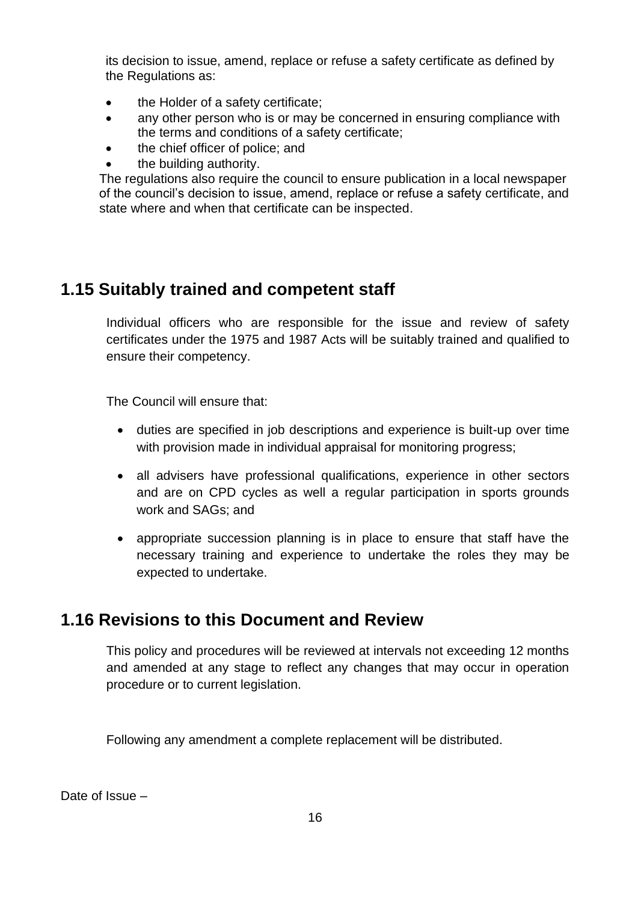its decision to issue, amend, replace or refuse a safety certificate as defined by the Regulations as:

- the Holder of a safety certificate;
- any other person who is or may be concerned in ensuring compliance with the terms and conditions of a safety certificate;
- the chief officer of police; and
- the building authority.

The regulations also require the council to ensure publication in a local newspaper of the council's decision to issue, amend, replace or refuse a safety certificate, and state where and when that certificate can be inspected.

## 1.15 Suitably trained and competent staff

Individual officers who are responsible for the issue and review of safety certificates under the 1975 and 1987 Acts will be suitably trained and qualified to ensure their competency.

The Council will ensure that:

- duties are specified in job descriptions and experience is built-up over time with provision made in individual appraisal for monitoring progress;
- all advisers have professional qualifications, experience in other sectors and are on CPD cycles as well a regular participation in sports grounds work and SAGs; and
- appropriate succession planning is in place to ensure that staff have the necessary training and experience to undertake the roles they may be expected to undertake.

## 1.16 Revisions to this Document and Review

This policy and procedures will be reviewed at intervals not exceeding 12 months and amended at any stage to reflect any changes that may occur in operation procedure or to current legislation.

Following any amendment a complete replacement will be distributed.

Date of Issue –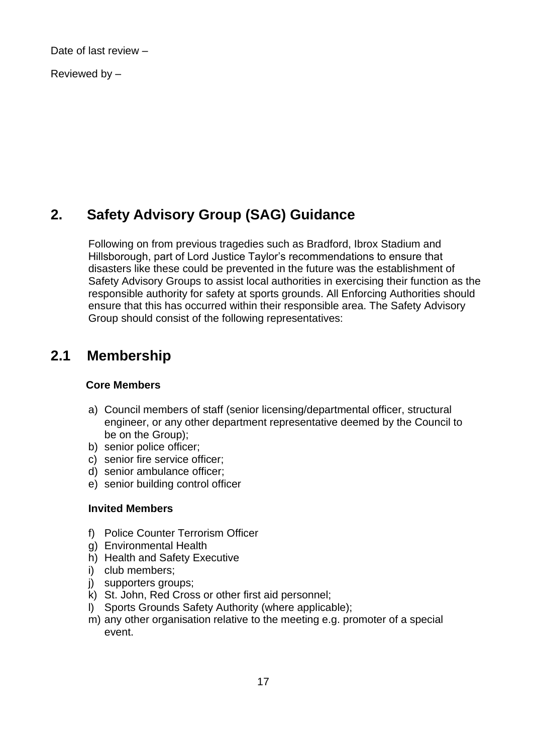Date of last review –

Reviewed by –

## 2. Safety Advisory Group (SAG) Guidance

Following on from previous tragedies such as Bradford, Ibrox Stadium and Hillsborough, part of Lord Justice Taylor's recommendations to ensure that disasters like these could be prevented in the future was the establishment of Safety Advisory Groups to assist local authorities in exercising their function as the responsible authority for safety at sports grounds. All Enforcing Authorities should ensure that this has occurred within their responsible area. The Safety Advisory Group should consist of the following representatives:

## 2.1 Membership

**Core Members**

a) Council members of staff (senior licensing/departmental officer, structural engineer, or any other department representative deemed by the Council to be on the Group);
b) senior police officer;
c) senior fire service officer;
d) senior ambulance officer;
e) senior building control officer

**Invited Members**

f) Police Counter Terrorism Officer
g) Environmental Health
h) Health and Safety Executive
i) club members;
j) supporters groups;
k) St. John, Red Cross or other first aid personnel;
l) Sports Grounds Safety Authority (where applicable);
m) any other organisation relative to the meeting e.g. promoter of a special event.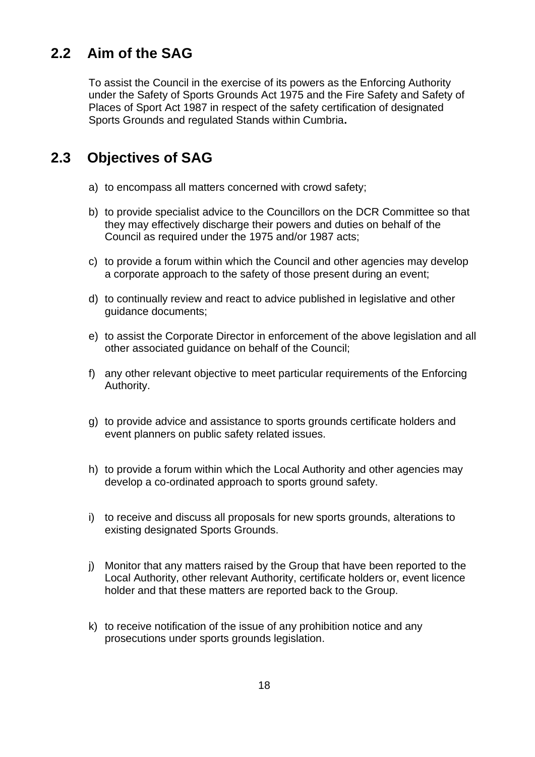## 2.2 Aim of the SAG

To assist the Council in the exercise of its powers as the Enforcing Authority under the Safety of Sports Grounds Act 1975 and the Fire Safety and Safety of Places of Sport Act 1987 in respect of the safety certification of designated Sports Grounds and regulated Stands within Cumbria**.**

## 2.3 Objectives of SAG

a) to encompass all matters concerned with crowd safety;

b) to provide specialist advice to the Councillors on the DCR Committee so that they may effectively discharge their powers and duties on behalf of the Council as required under the 1975 and/or 1987 acts;

c) to provide a forum within which the Council and other agencies may develop a corporate approach to the safety of those present during an event;

d) to continually review and react to advice published in legislative and other guidance documents;

e) to assist the Corporate Director in enforcement of the above legislation and all other associated guidance on behalf of the Council;

f) any other relevant objective to meet particular requirements of the Enforcing Authority.

g) to provide advice and assistance to sports grounds certificate holders and event planners on public safety related issues.

h) to provide a forum within which the Local Authority and other agencies may develop a co-ordinated approach to sports ground safety.

i) to receive and discuss all proposals for new sports grounds, alterations to existing designated Sports Grounds.

j) Monitor that any matters raised by the Group that have been reported to the Local Authority, other relevant Authority, certificate holders or, event licence holder and that these matters are reported back to the Group.

k) to receive notification of the issue of any prohibition notice and any prosecutions under sports grounds legislation.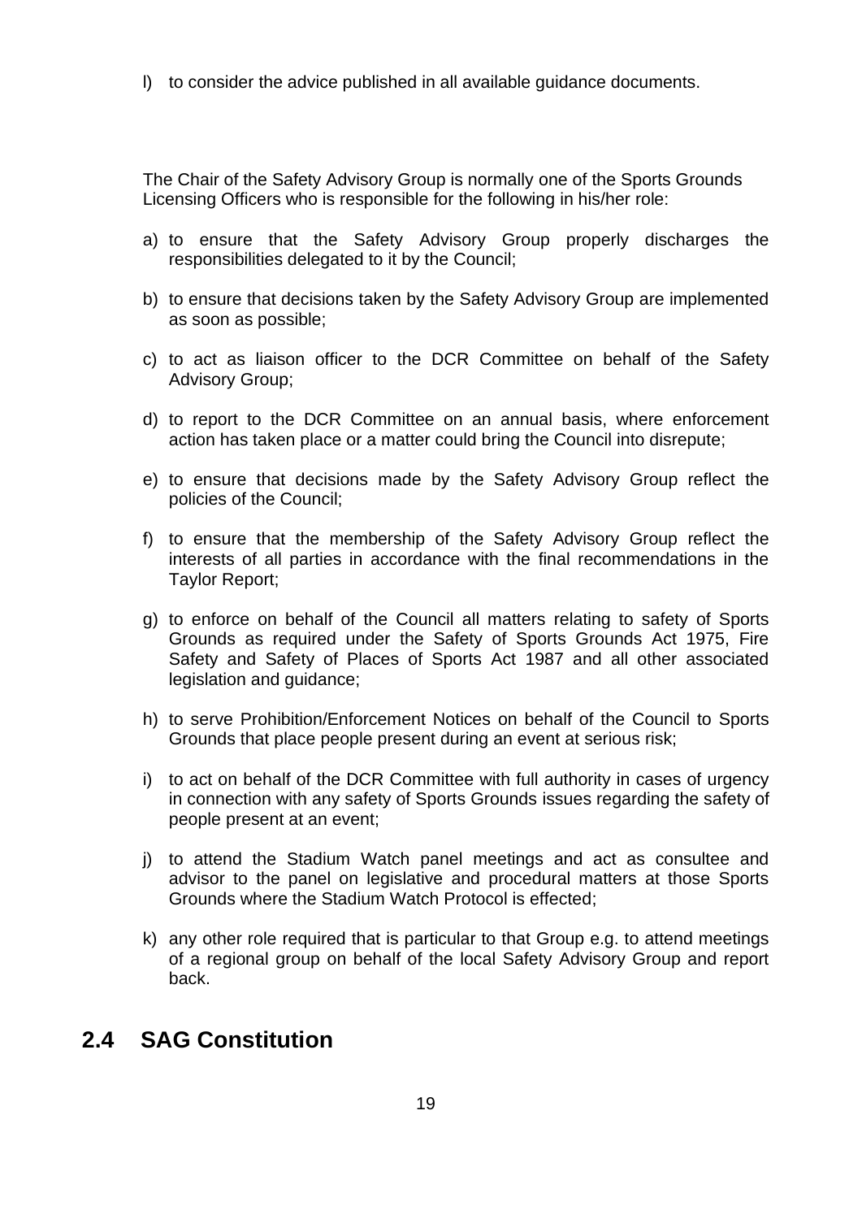l) to consider the advice published in all available guidance documents.

The Chair of the Safety Advisory Group is normally one of the Sports Grounds Licensing Officers who is responsible for the following in his/her role:

a) to ensure that the Safety Advisory Group properly discharges the responsibilities delegated to it by the Council;

b) to ensure that decisions taken by the Safety Advisory Group are implemented as soon as possible;

c) to act as liaison officer to the DCR Committee on behalf of the Safety Advisory Group;

d) to report to the DCR Committee on an annual basis, where enforcement action has taken place or a matter could bring the Council into disrepute;

e) to ensure that decisions made by the Safety Advisory Group reflect the policies of the Council;

f) to ensure that the membership of the Safety Advisory Group reflect the interests of all parties in accordance with the final recommendations in the Taylor Report;

g) to enforce on behalf of the Council all matters relating to safety of Sports Grounds as required under the Safety of Sports Grounds Act 1975, Fire Safety and Safety of Places of Sports Act 1987 and all other associated legislation and guidance;

h) to serve Prohibition/Enforcement Notices on behalf of the Council to Sports Grounds that place people present during an event at serious risk;

i) to act on behalf of the DCR Committee with full authority in cases of urgency in connection with any safety of Sports Grounds issues regarding the safety of people present at an event;

j) to attend the Stadium Watch panel meetings and act as consultee and advisor to the panel on legislative and procedural matters at those Sports Grounds where the Stadium Watch Protocol is effected;

k) any other role required that is particular to that Group e.g. to attend meetings of a regional group on behalf of the local Safety Advisory Group and report back.

## 2.4 SAG Constitution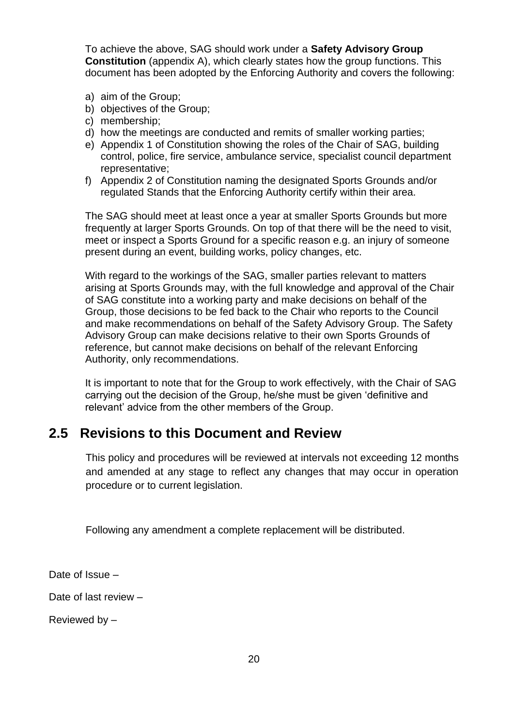To achieve the above, SAG should work under a **Safety Advisory Group Constitution** (appendix A), which clearly states how the group functions. This document has been adopted by the Enforcing Authority and covers the following:

a) aim of the Group;
b) objectives of the Group;
c) membership;
d) how the meetings are conducted and remits of smaller working parties;
e) Appendix 1 of Constitution showing the roles of the Chair of SAG, building control, police, fire service, ambulance service, specialist council department representative;
f) Appendix 2 of Constitution naming the designated Sports Grounds and/or regulated Stands that the Enforcing Authority certify within their area.

The SAG should meet at least once a year at smaller Sports Grounds but more frequently at larger Sports Grounds. On top of that there will be the need to visit, meet or inspect a Sports Ground for a specific reason e.g. an injury of someone present during an event, building works, policy changes, etc.

With regard to the workings of the SAG, smaller parties relevant to matters arising at Sports Grounds may, with the full knowledge and approval of the Chair of SAG constitute into a working party and make decisions on behalf of the Group, those decisions to be fed back to the Chair who reports to the Council and make recommendations on behalf of the Safety Advisory Group. The Safety Advisory Group can make decisions relative to their own Sports Grounds of reference, but cannot make decisions on behalf of the relevant Enforcing Authority, only recommendations.

It is important to note that for the Group to work effectively, with the Chair of SAG carrying out the decision of the Group, he/she must be given 'definitive and relevant' advice from the other members of the Group.

## 2.5 Revisions to this Document and Review

This policy and procedures will be reviewed at intervals not exceeding 12 months and amended at any stage to reflect any changes that may occur in operation procedure or to current legislation.

Following any amendment a complete replacement will be distributed.

Date of Issue –

Date of last review –

Reviewed by –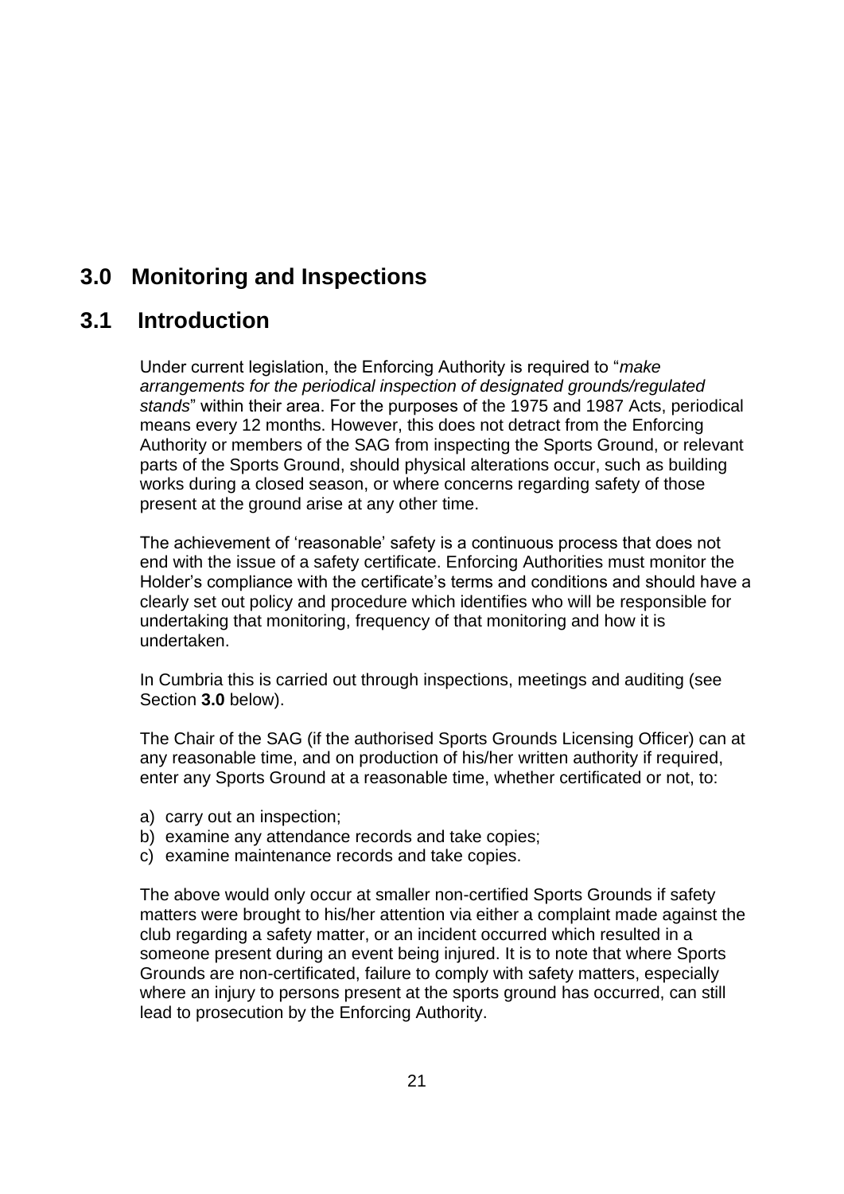## 3.0 Monitoring and Inspections

## 3.1 Introduction

Under current legislation, the Enforcing Authority is required to "*make arrangements for the periodical inspection of designated grounds/regulated stands*" within their area. For the purposes of the 1975 and 1987 Acts, periodical means every 12 months. However, this does not detract from the Enforcing Authority or members of the SAG from inspecting the Sports Ground, or relevant parts of the Sports Ground, should physical alterations occur, such as building works during a closed season, or where concerns regarding safety of those present at the ground arise at any other time.

The achievement of 'reasonable' safety is a continuous process that does not end with the issue of a safety certificate. Enforcing Authorities must monitor the Holder's compliance with the certificate's terms and conditions and should have a clearly set out policy and procedure which identifies who will be responsible for undertaking that monitoring, frequency of that monitoring and how it is undertaken.

In Cumbria this is carried out through inspections, meetings and auditing (see Section **3.0** below).

The Chair of the SAG (if the authorised Sports Grounds Licensing Officer) can at any reasonable time, and on production of his/her written authority if required, enter any Sports Ground at a reasonable time, whether certificated or not, to:

a) carry out an inspection;
b) examine any attendance records and take copies;
c) examine maintenance records and take copies.

The above would only occur at smaller non-certified Sports Grounds if safety matters were brought to his/her attention via either a complaint made against the club regarding a safety matter, or an incident occurred which resulted in a someone present during an event being injured. It is to note that where Sports Grounds are non-certificated, failure to comply with safety matters, especially where an injury to persons present at the sports ground has occurred, can still lead to prosecution by the Enforcing Authority.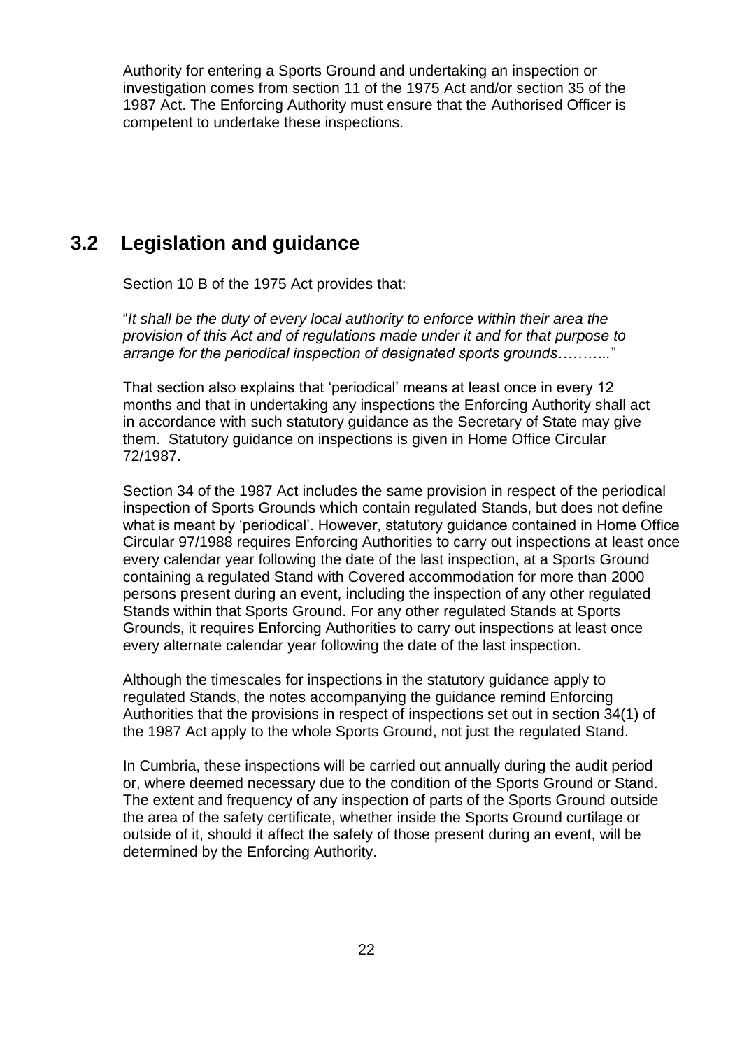Authority for entering a Sports Ground and undertaking an inspection or investigation comes from section 11 of the 1975 Act and/or section 35 of the 1987 Act. The Enforcing Authority must ensure that the Authorised Officer is competent to undertake these inspections.

## 3.2 Legislation and guidance

Section 10 B of the 1975 Act provides that:

"*It shall be the duty of every local authority to enforce within their area the provision of this Act and of regulations made under it and for that purpose to arrange for the periodical inspection of designated sports grounds……..*"

That section also explains that 'periodical' means at least once in every 12 months and that in undertaking any inspections the Enforcing Authority shall act in accordance with such statutory guidance as the Secretary of State may give them. Statutory guidance on inspections is given in Home Office Circular 72/1987.

Section 34 of the 1987 Act includes the same provision in respect of the periodical inspection of Sports Grounds which contain regulated Stands, but does not define what is meant by 'periodical'. However, statutory guidance contained in Home Office Circular 97/1988 requires Enforcing Authorities to carry out inspections at least once every calendar year following the date of the last inspection, at a Sports Ground containing a regulated Stand with Covered accommodation for more than 2000 persons present during an event, including the inspection of any other regulated Stands within that Sports Ground. For any other regulated Stands at Sports Grounds, it requires Enforcing Authorities to carry out inspections at least once every alternate calendar year following the date of the last inspection.

Although the timescales for inspections in the statutory guidance apply to regulated Stands, the notes accompanying the guidance remind Enforcing Authorities that the provisions in respect of inspections set out in section 34(1) of the 1987 Act apply to the whole Sports Ground, not just the regulated Stand.

In Cumbria, these inspections will be carried out annually during the audit period or, where deemed necessary due to the condition of the Sports Ground or Stand. The extent and frequency of any inspection of parts of the Sports Ground outside the area of the safety certificate, whether inside the Sports Ground curtilage or outside of it, should it affect the safety of those present during an event, will be determined by the Enforcing Authority.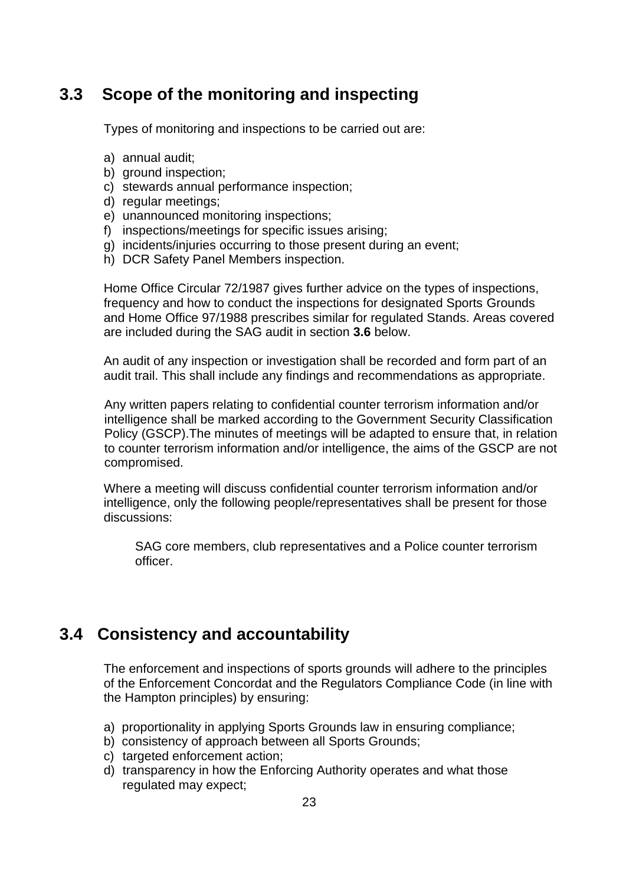## 3.3 Scope of the monitoring and inspecting

Types of monitoring and inspections to be carried out are:

a) annual audit;
b) ground inspection;
c) stewards annual performance inspection;
d) regular meetings;
e) unannounced monitoring inspections;
f) inspections/meetings for specific issues arising;
g) incidents/injuries occurring to those present during an event;
h) DCR Safety Panel Members inspection.

Home Office Circular 72/1987 gives further advice on the types of inspections, frequency and how to conduct the inspections for designated Sports Grounds and Home Office 97/1988 prescribes similar for regulated Stands. Areas covered are included during the SAG audit in section **3.6** below.

An audit of any inspection or investigation shall be recorded and form part of an audit trail. This shall include any findings and recommendations as appropriate.

Any written papers relating to confidential counter terrorism information and/or intelligence shall be marked according to the Government Security Classification Policy (GSCP).The minutes of meetings will be adapted to ensure that, in relation to counter terrorism information and/or intelligence, the aims of the GSCP are not compromised.

Where a meeting will discuss confidential counter terrorism information and/or intelligence, only the following people/representatives shall be present for those discussions:

SAG core members, club representatives and a Police counter terrorism officer.

## 3.4 Consistency and accountability

The enforcement and inspections of sports grounds will adhere to the principles of the Enforcement Concordat and the Regulators Compliance Code (in line with the Hampton principles) by ensuring:

a) proportionality in applying Sports Grounds law in ensuring compliance;
b) consistency of approach between all Sports Grounds;
c) targeted enforcement action;
d) transparency in how the Enforcing Authority operates and what those regulated may expect;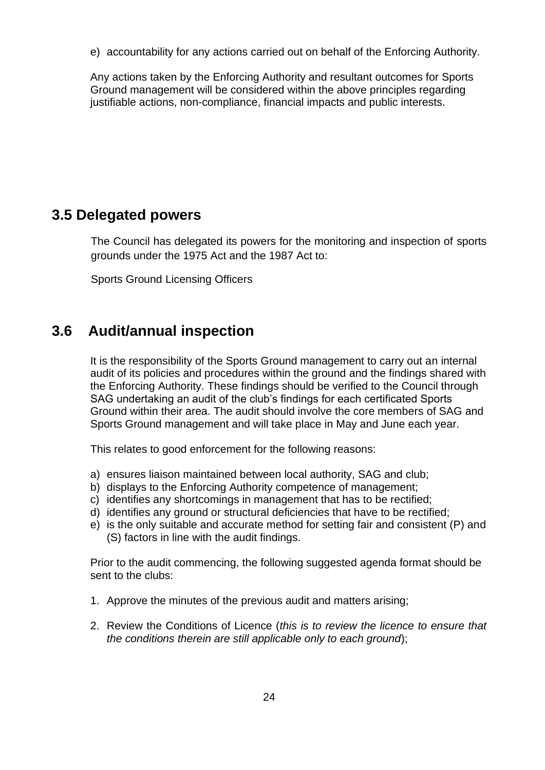e) accountability for any actions carried out on behalf of the Enforcing Authority.

Any actions taken by the Enforcing Authority and resultant outcomes for Sports Ground management will be considered within the above principles regarding justifiable actions, non-compliance, financial impacts and public interests.

## 3.5 Delegated powers

The Council has delegated its powers for the monitoring and inspection of sports grounds under the 1975 Act and the 1987 Act to:

Sports Ground Licensing Officers

## 3.6 Audit/annual inspection

It is the responsibility of the Sports Ground management to carry out an internal audit of its policies and procedures within the ground and the findings shared with the Enforcing Authority. These findings should be verified to the Council through SAG undertaking an audit of the club's findings for each certificated Sports Ground within their area. The audit should involve the core members of SAG and Sports Ground management and will take place in May and June each year.

This relates to good enforcement for the following reasons:

a) ensures liaison maintained between local authority, SAG and club;
b) displays to the Enforcing Authority competence of management;
c) identifies any shortcomings in management that has to be rectified;
d) identifies any ground or structural deficiencies that have to be rectified;
e) is the only suitable and accurate method for setting fair and consistent (P) and (S) factors in line with the audit findings.

Prior to the audit commencing, the following suggested agenda format should be sent to the clubs:

1. Approve the minutes of the previous audit and matters arising;

2. Review the Conditions of Licence (*this is to review the licence to ensure that the conditions therein are still applicable only to each ground*);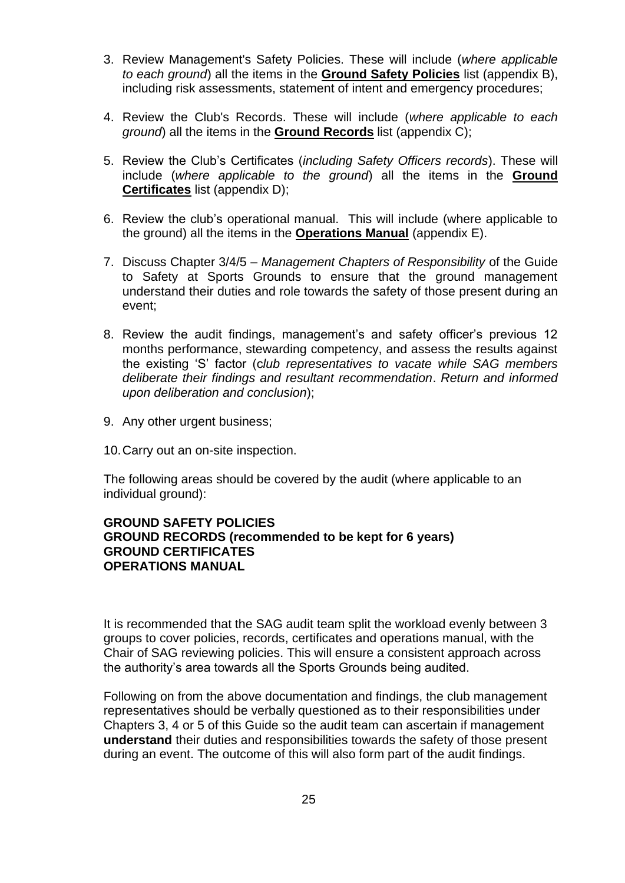3. Review Management's Safety Policies. These will include (*where applicable to each ground*) all the items in the **Ground Safety Policies** list (appendix B), including risk assessments, statement of intent and emergency procedures;

4. Review the Club's Records. These will include (*where applicable to each ground*) all the items in the **Ground Records** list (appendix C);

5. Review the Club's Certificates (*including Safety Officers records*). These will include (*where applicable to the ground*) all the items in the **Ground Certificates** list (appendix D);

6. Review the club's operational manual. This will include (where applicable to the ground) all the items in the **Operations Manual** (appendix E).

7. Discuss Chapter 3/4/5 – *Management Chapters of Responsibility* of the Guide to Safety at Sports Grounds to ensure that the ground management understand their duties and role towards the safety of those present during an event;

8. Review the audit findings, management's and safety officer's previous 12 months performance, stewarding competency, and assess the results against the existing 'S' factor (c*lub representatives to vacate while SAG members deliberate their findings and resultant recommendation*. *Return and informed upon deliberation and conclusion*);

9. Any other urgent business;

10. Carry out an on-site inspection.

The following areas should be covered by the audit (where applicable to an individual ground):

**GROUND SAFETY POLICIES**
**GROUND RECORDS (recommended to be kept for 6 years)**
**GROUND CERTIFICATES**
**OPERATIONS MANUAL**

It is recommended that the SAG audit team split the workload evenly between 3 groups to cover policies, records, certificates and operations manual, with the Chair of SAG reviewing policies. This will ensure a consistent approach across the authority's area towards all the Sports Grounds being audited.

Following on from the above documentation and findings, the club management representatives should be verbally questioned as to their responsibilities under Chapters 3, 4 or 5 of this Guide so the audit team can ascertain if management **understand** their duties and responsibilities towards the safety of those present during an event. The outcome of this will also form part of the audit findings.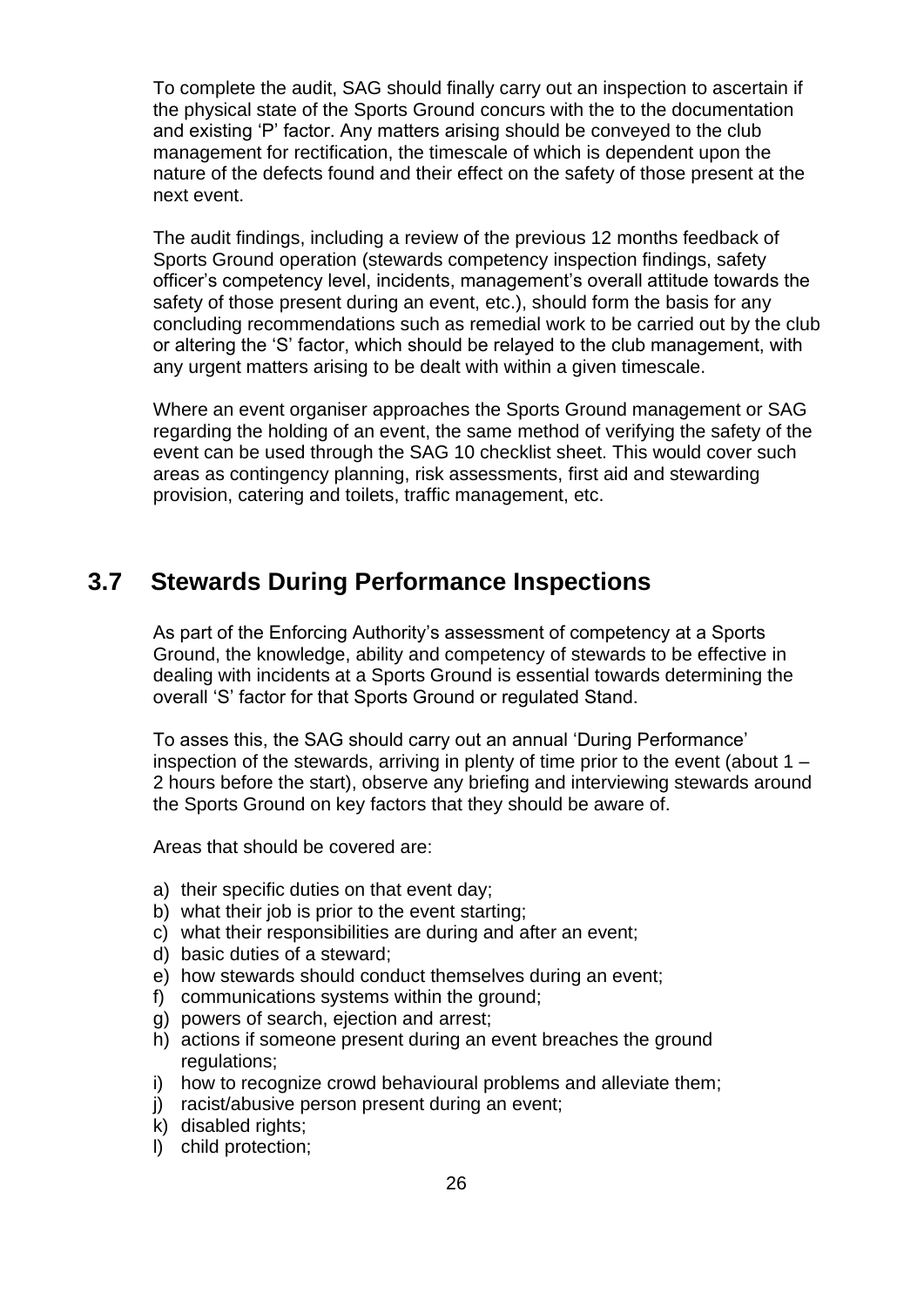To complete the audit, SAG should finally carry out an inspection to ascertain if the physical state of the Sports Ground concurs with the to the documentation and existing 'P' factor. Any matters arising should be conveyed to the club management for rectification, the timescale of which is dependent upon the nature of the defects found and their effect on the safety of those present at the next event.

The audit findings, including a review of the previous 12 months feedback of Sports Ground operation (stewards competency inspection findings, safety officer's competency level, incidents, management's overall attitude towards the safety of those present during an event, etc.), should form the basis for any concluding recommendations such as remedial work to be carried out by the club or altering the 'S' factor, which should be relayed to the club management, with any urgent matters arising to be dealt with within a given timescale.

Where an event organiser approaches the Sports Ground management or SAG regarding the holding of an event, the same method of verifying the safety of the event can be used through the SAG 10 checklist sheet. This would cover such areas as contingency planning, risk assessments, first aid and stewarding provision, catering and toilets, traffic management, etc.

## 3.7 Stewards During Performance Inspections

As part of the Enforcing Authority's assessment of competency at a Sports Ground, the knowledge, ability and competency of stewards to be effective in dealing with incidents at a Sports Ground is essential towards determining the overall 'S' factor for that Sports Ground or regulated Stand.

To asses this, the SAG should carry out an annual 'During Performance' inspection of the stewards, arriving in plenty of time prior to the event (about 1 – 2 hours before the start), observe any briefing and interviewing stewards around the Sports Ground on key factors that they should be aware of.

Areas that should be covered are:

a) their specific duties on that event day;
b) what their job is prior to the event starting;
c) what their responsibilities are during and after an event;
d) basic duties of a steward;
e) how stewards should conduct themselves during an event;
f) communications systems within the ground;
g) powers of search, ejection and arrest;
h) actions if someone present during an event breaches the ground regulations;
i) how to recognize crowd behavioural problems and alleviate them;
j) racist/abusive person present during an event;
k) disabled rights;
l) child protection;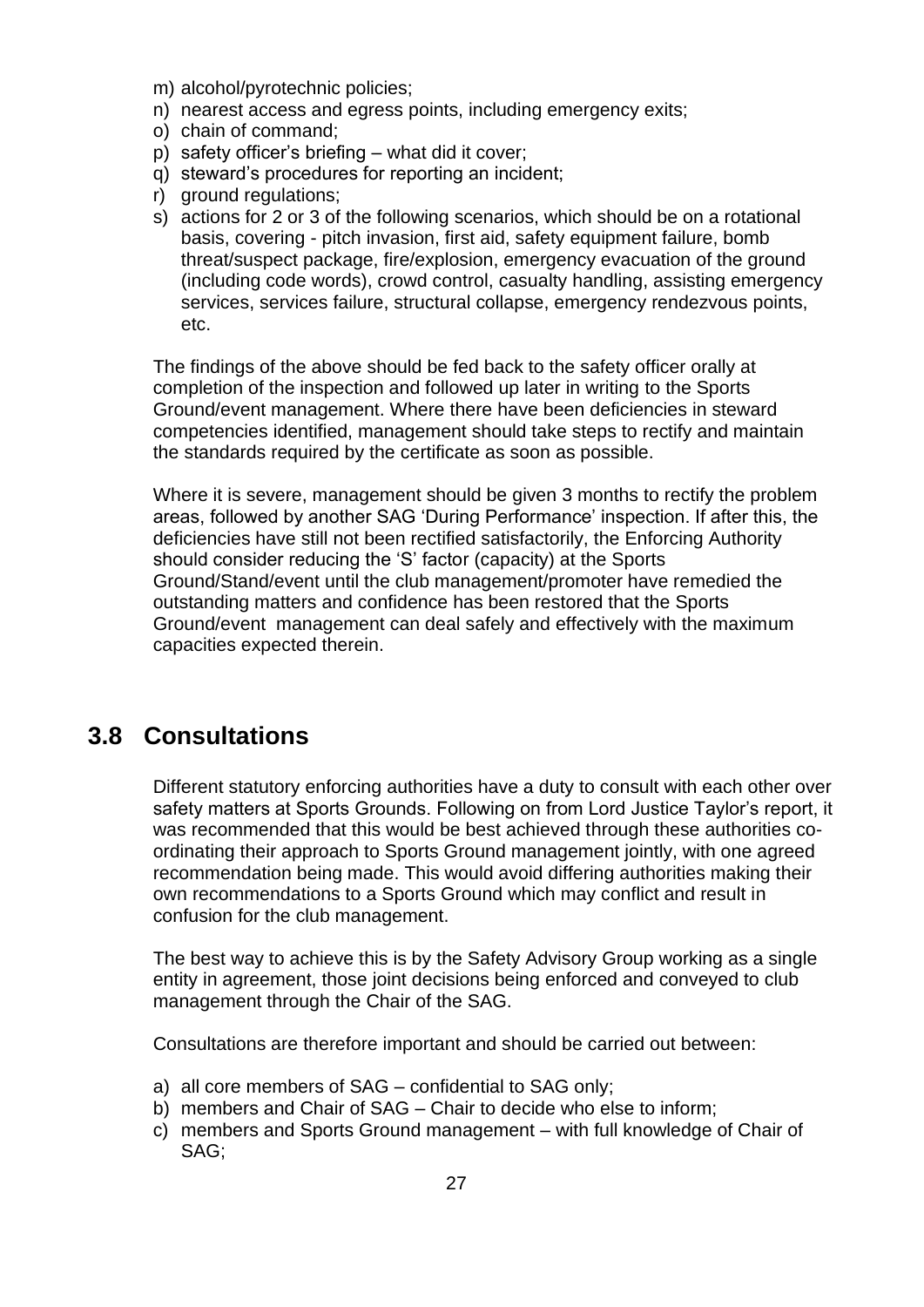m) alcohol/pyrotechnic policies;
n) nearest access and egress points, including emergency exits;
o) chain of command;
p) safety officer's briefing – what did it cover;
q) steward's procedures for reporting an incident;
r) ground regulations;
s) actions for 2 or 3 of the following scenarios, which should be on a rotational basis, covering - pitch invasion, first aid, safety equipment failure, bomb threat/suspect package, fire/explosion, emergency evacuation of the ground (including code words), crowd control, casualty handling, assisting emergency services, services failure, structural collapse, emergency rendezvous points, etc.

The findings of the above should be fed back to the safety officer orally at completion of the inspection and followed up later in writing to the Sports Ground/event management. Where there have been deficiencies in steward competencies identified, management should take steps to rectify and maintain the standards required by the certificate as soon as possible.

Where it is severe, management should be given 3 months to rectify the problem areas, followed by another SAG 'During Performance' inspection. If after this, the deficiencies have still not been rectified satisfactorily, the Enforcing Authority should consider reducing the 'S' factor (capacity) at the Sports Ground/Stand/event until the club management/promoter have remedied the outstanding matters and confidence has been restored that the Sports Ground/event management can deal safely and effectively with the maximum capacities expected therein.

## 3.8 Consultations

Different statutory enforcing authorities have a duty to consult with each other over safety matters at Sports Grounds. Following on from Lord Justice Taylor's report, it was recommended that this would be best achieved through these authorities co-ordinating their approach to Sports Ground management jointly, with one agreed recommendation being made. This would avoid differing authorities making their own recommendations to a Sports Ground which may conflict and result in confusion for the club management.

The best way to achieve this is by the Safety Advisory Group working as a single entity in agreement, those joint decisions being enforced and conveyed to club management through the Chair of the SAG.

Consultations are therefore important and should be carried out between:

a) all core members of SAG – confidential to SAG only;
b) members and Chair of SAG – Chair to decide who else to inform;
c) members and Sports Ground management – with full knowledge of Chair of SAG;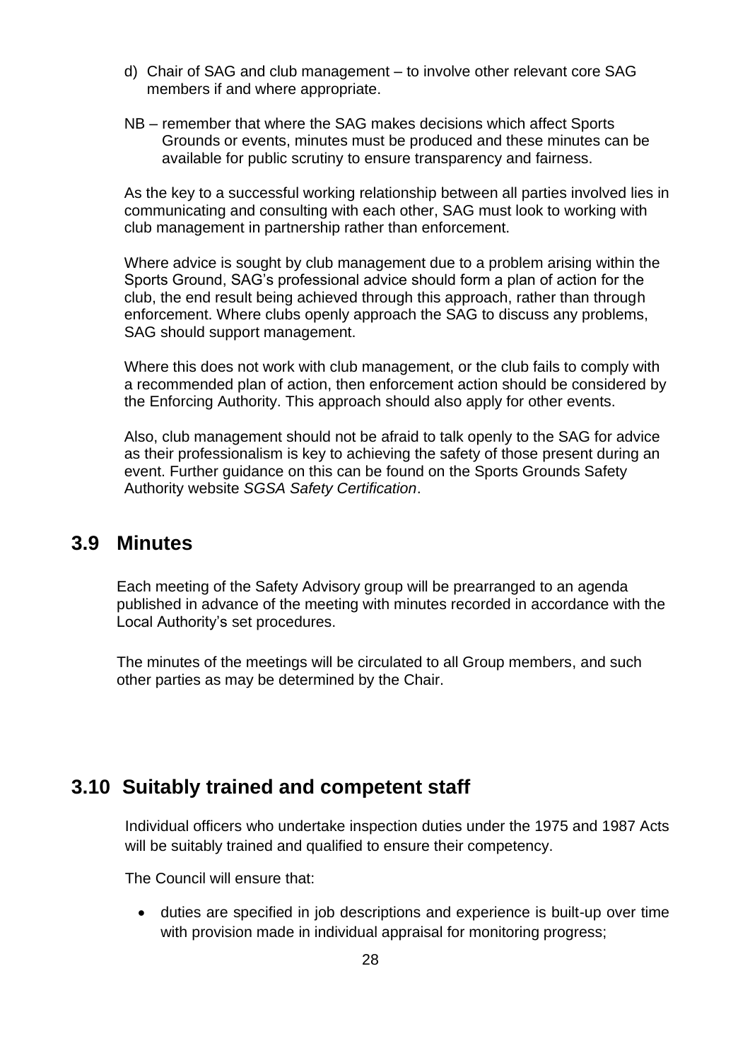d) Chair of SAG and club management – to involve other relevant core SAG members if and where appropriate.

NB – remember that where the SAG makes decisions which affect Sports Grounds or events, minutes must be produced and these minutes can be available for public scrutiny to ensure transparency and fairness.

As the key to a successful working relationship between all parties involved lies in communicating and consulting with each other, SAG must look to working with club management in partnership rather than enforcement.

Where advice is sought by club management due to a problem arising within the Sports Ground, SAG's professional advice should form a plan of action for the club, the end result being achieved through this approach, rather than through enforcement. Where clubs openly approach the SAG to discuss any problems, SAG should support management.

Where this does not work with club management, or the club fails to comply with a recommended plan of action, then enforcement action should be considered by the Enforcing Authority. This approach should also apply for other events.

Also, club management should not be afraid to talk openly to the SAG for advice as their professionalism is key to achieving the safety of those present during an event. Further guidance on this can be found on the Sports Grounds Safety Authority website *SGSA Safety Certification*.

## 3.9 Minutes

Each meeting of the Safety Advisory group will be prearranged to an agenda published in advance of the meeting with minutes recorded in accordance with the Local Authority's set procedures.

The minutes of the meetings will be circulated to all Group members, and such other parties as may be determined by the Chair.

## 3.10 Suitably trained and competent staff

Individual officers who undertake inspection duties under the 1975 and 1987 Acts will be suitably trained and qualified to ensure their competency.

The Council will ensure that:

- duties are specified in job descriptions and experience is built-up over time with provision made in individual appraisal for monitoring progress;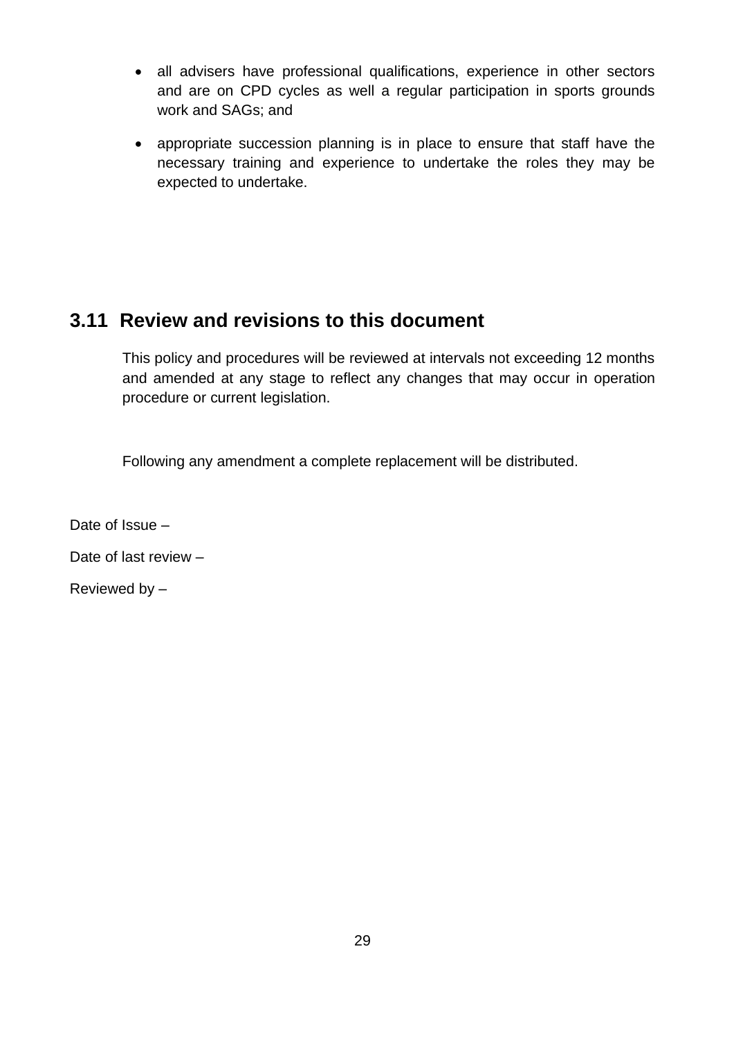- all advisers have professional qualifications, experience in other sectors and are on CPD cycles as well a regular participation in sports grounds work and SAGs; and
- appropriate succession planning is in place to ensure that staff have the necessary training and experience to undertake the roles they may be expected to undertake.

## 3.11 Review and revisions to this document

This policy and procedures will be reviewed at intervals not exceeding 12 months and amended at any stage to reflect any changes that may occur in operation procedure or current legislation.

Following any amendment a complete replacement will be distributed.

Date of Issue –

Date of last review –

Reviewed by –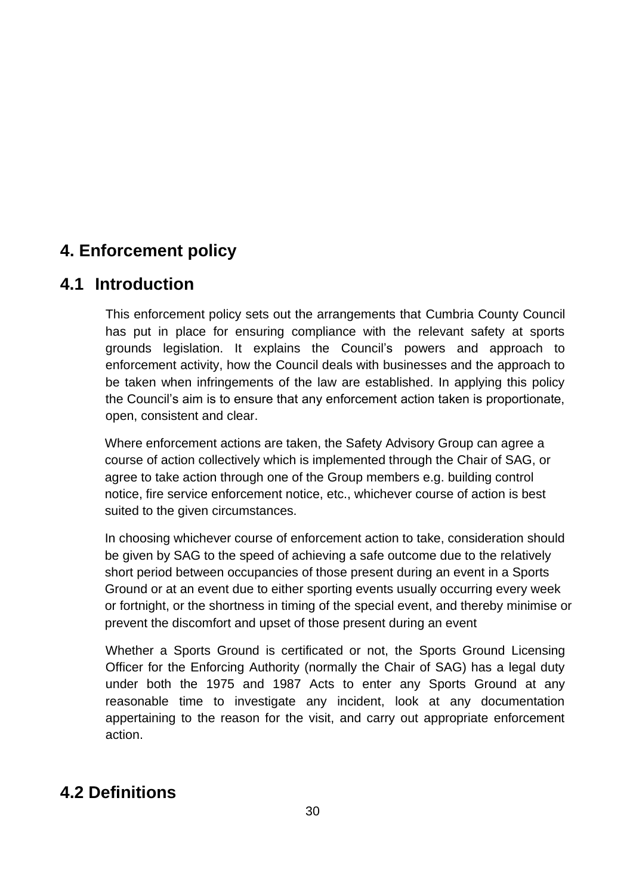# 4. Enforcement policy

## 4.1 Introduction

This enforcement policy sets out the arrangements that Cumbria County Council has put in place for ensuring compliance with the relevant safety at sports grounds legislation. It explains the Council's powers and approach to enforcement activity, how the Council deals with businesses and the approach to be taken when infringements of the law are established. In applying this policy the Council's aim is to ensure that any enforcement action taken is proportionate, open, consistent and clear.

Where enforcement actions are taken, the Safety Advisory Group can agree a course of action collectively which is implemented through the Chair of SAG, or agree to take action through one of the Group members e.g. building control notice, fire service enforcement notice, etc., whichever course of action is best suited to the given circumstances.

In choosing whichever course of enforcement action to take, consideration should be given by SAG to the speed of achieving a safe outcome due to the relatively short period between occupancies of those present during an event in a Sports Ground or at an event due to either sporting events usually occurring every week or fortnight, or the shortness in timing of the special event, and thereby minimise or prevent the discomfort and upset of those present during an event

Whether a Sports Ground is certificated or not, the Sports Ground Licensing Officer for the Enforcing Authority (normally the Chair of SAG) has a legal duty under both the 1975 and 1987 Acts to enter any Sports Ground at any reasonable time to investigate any incident, look at any documentation appertaining to the reason for the visit, and carry out appropriate enforcement action.

## 4.2 Definitions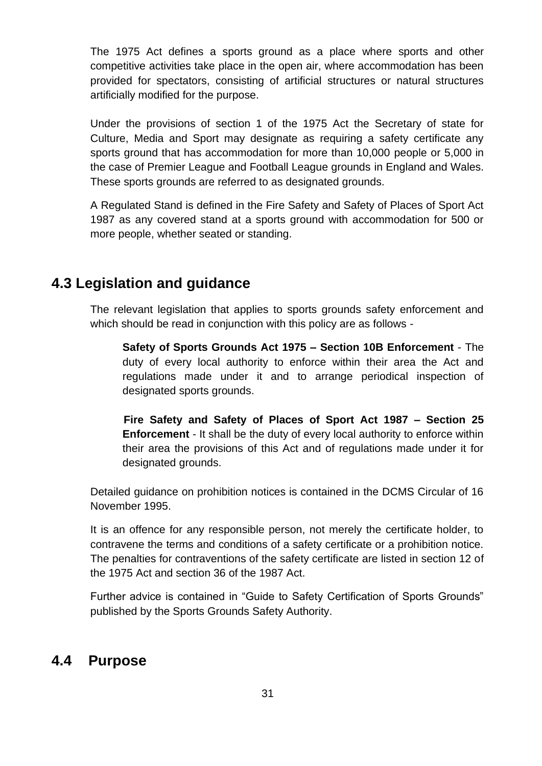The 1975 Act defines a sports ground as a place where sports and other competitive activities take place in the open air, where accommodation has been provided for spectators, consisting of artificial structures or natural structures artificially modified for the purpose.

Under the provisions of section 1 of the 1975 Act the Secretary of state for Culture, Media and Sport may designate as requiring a safety certificate any sports ground that has accommodation for more than 10,000 people or 5,000 in the case of Premier League and Football League grounds in England and Wales. These sports grounds are referred to as designated grounds.

A Regulated Stand is defined in the Fire Safety and Safety of Places of Sport Act 1987 as any covered stand at a sports ground with accommodation for 500 or more people, whether seated or standing.

## 4.3 Legislation and guidance

The relevant legislation that applies to sports grounds safety enforcement and which should be read in conjunction with this policy are as follows -

> **Safety of Sports Grounds Act 1975 – Section 10B Enforcement** - The duty of every local authority to enforce within their area the Act and regulations made under it and to arrange periodical inspection of designated sports grounds.
>
> **Fire Safety and Safety of Places of Sport Act 1987 – Section 25 Enforcement** - It shall be the duty of every local authority to enforce within their area the provisions of this Act and of regulations made under it for designated grounds.

Detailed guidance on prohibition notices is contained in the DCMS Circular of 16 November 1995.

It is an offence for any responsible person, not merely the certificate holder, to contravene the terms and conditions of a safety certificate or a prohibition notice. The penalties for contraventions of the safety certificate are listed in section 12 of the 1975 Act and section 36 of the 1987 Act.

Further advice is contained in "Guide to Safety Certification of Sports Grounds" published by the Sports Grounds Safety Authority.

## 4.4 Purpose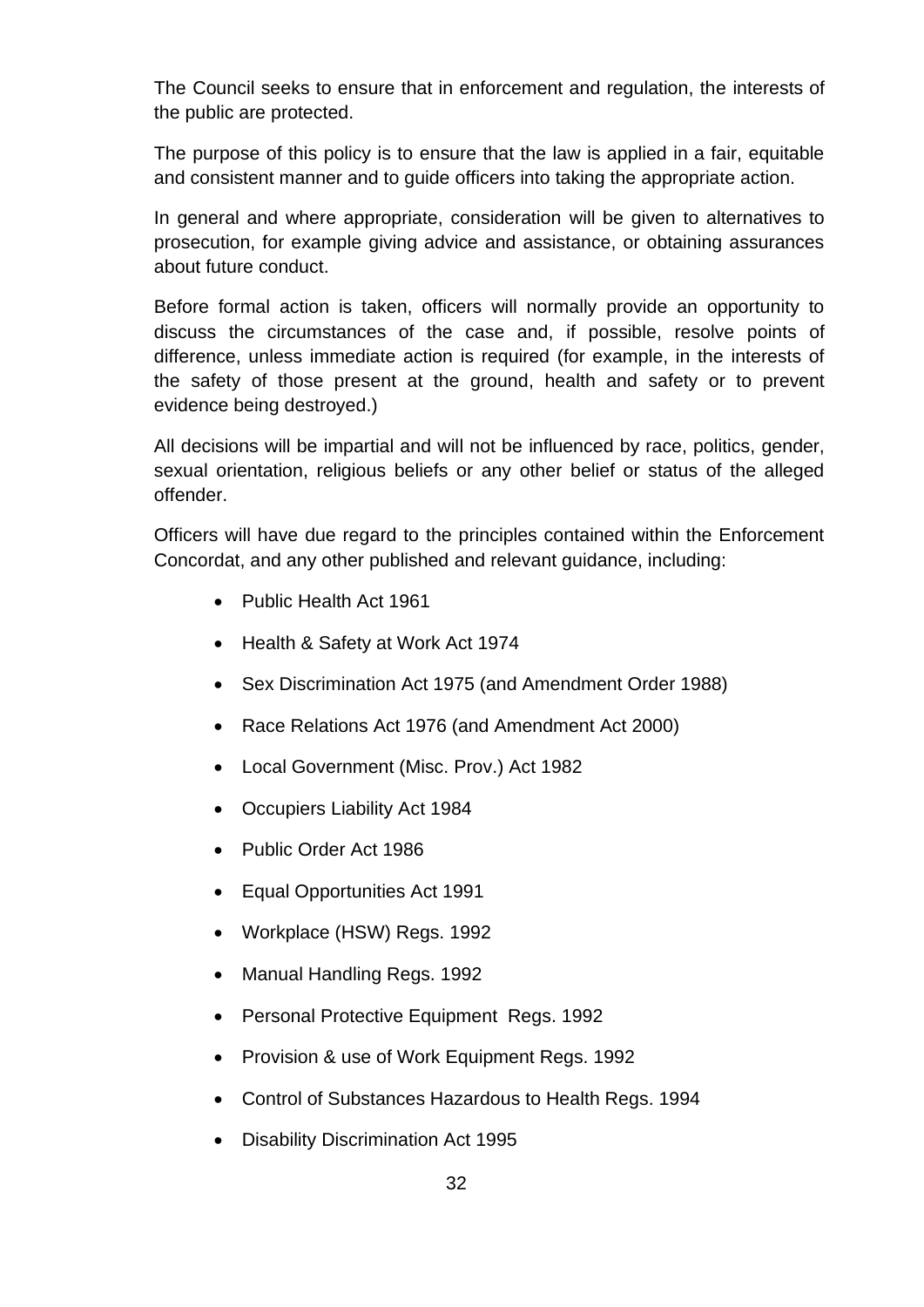The Council seeks to ensure that in enforcement and regulation, the interests of the public are protected.

The purpose of this policy is to ensure that the law is applied in a fair, equitable and consistent manner and to guide officers into taking the appropriate action.

In general and where appropriate, consideration will be given to alternatives to prosecution, for example giving advice and assistance, or obtaining assurances about future conduct.

Before formal action is taken, officers will normally provide an opportunity to discuss the circumstances of the case and, if possible, resolve points of difference, unless immediate action is required (for example, in the interests of the safety of those present at the ground, health and safety or to prevent evidence being destroyed.)

All decisions will be impartial and will not be influenced by race, politics, gender, sexual orientation, religious beliefs or any other belief or status of the alleged offender.

Officers will have due regard to the principles contained within the Enforcement Concordat, and any other published and relevant guidance, including:

- Public Health Act 1961
- Health & Safety at Work Act 1974
- Sex Discrimination Act 1975 (and Amendment Order 1988)
- Race Relations Act 1976 (and Amendment Act 2000)
- Local Government (Misc. Prov.) Act 1982
- Occupiers Liability Act 1984
- Public Order Act 1986
- Equal Opportunities Act 1991
- Workplace (HSW) Regs. 1992
- Manual Handling Regs. 1992
- Personal Protective Equipment Regs. 1992
- Provision & use of Work Equipment Regs. 1992
- Control of Substances Hazardous to Health Regs. 1994
- Disability Discrimination Act 1995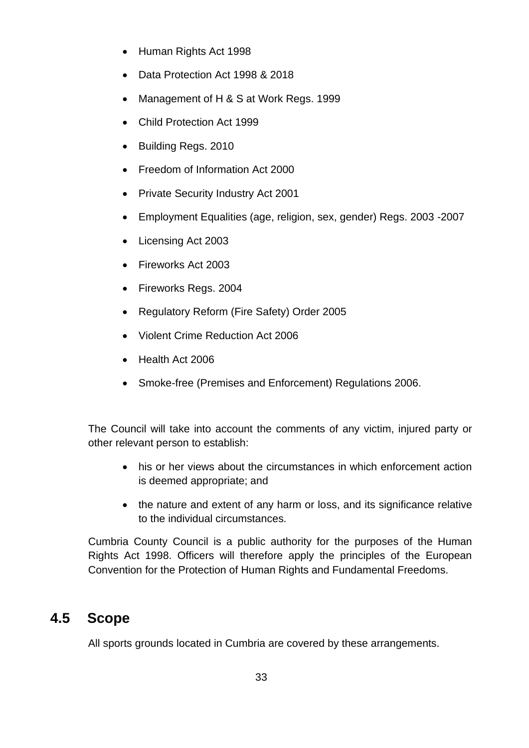- Human Rights Act 1998
- Data Protection Act 1998 & 2018
- Management of H & S at Work Regs. 1999
- Child Protection Act 1999
- Building Regs. 2010
- Freedom of Information Act 2000
- Private Security Industry Act 2001
- Employment Equalities (age, religion, sex, gender) Regs. 2003 -2007
- Licensing Act 2003
- Fireworks Act 2003
- Fireworks Regs. 2004
- Regulatory Reform (Fire Safety) Order 2005
- Violent Crime Reduction Act 2006
- Health Act 2006
- Smoke-free (Premises and Enforcement) Regulations 2006.

The Council will take into account the comments of any victim, injured party or other relevant person to establish:

- his or her views about the circumstances in which enforcement action is deemed appropriate; and
- the nature and extent of any harm or loss, and its significance relative to the individual circumstances.

Cumbria County Council is a public authority for the purposes of the Human Rights Act 1998. Officers will therefore apply the principles of the European Convention for the Protection of Human Rights and Fundamental Freedoms.

## 4.5 Scope

All sports grounds located in Cumbria are covered by these arrangements.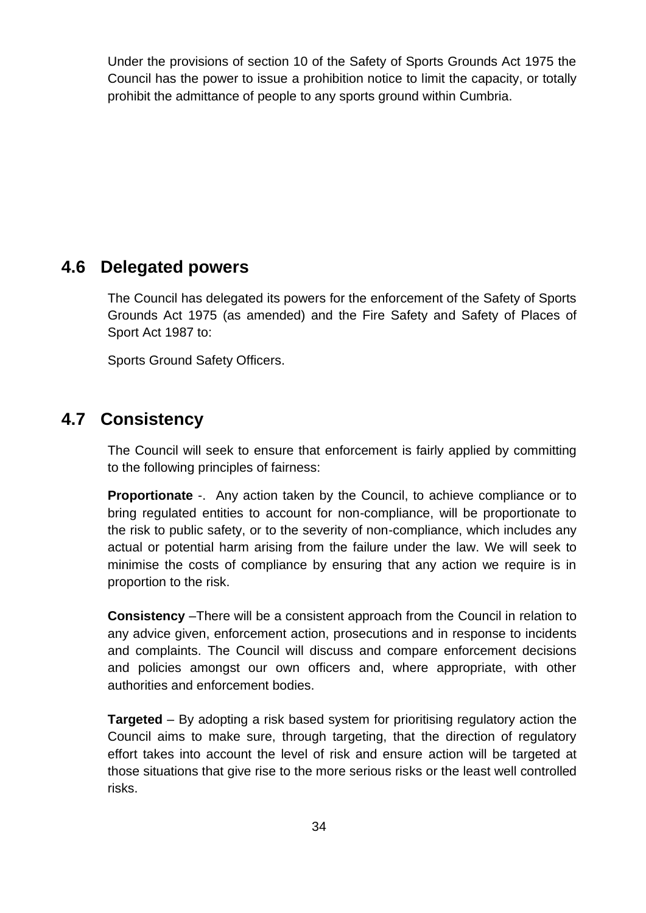Under the provisions of section 10 of the Safety of Sports Grounds Act 1975 the Council has the power to issue a prohibition notice to limit the capacity, or totally prohibit the admittance of people to any sports ground within Cumbria.

## 4.6 Delegated powers

The Council has delegated its powers for the enforcement of the Safety of Sports Grounds Act 1975 (as amended) and the Fire Safety and Safety of Places of Sport Act 1987 to:

Sports Ground Safety Officers.

## 4.7 Consistency

The Council will seek to ensure that enforcement is fairly applied by committing to the following principles of fairness:

**Proportionate** -. Any action taken by the Council, to achieve compliance or to bring regulated entities to account for non-compliance, will be proportionate to the risk to public safety, or to the severity of non-compliance, which includes any actual or potential harm arising from the failure under the law. We will seek to minimise the costs of compliance by ensuring that any action we require is in proportion to the risk.

**Consistency** –There will be a consistent approach from the Council in relation to any advice given, enforcement action, prosecutions and in response to incidents and complaints. The Council will discuss and compare enforcement decisions and policies amongst our own officers and, where appropriate, with other authorities and enforcement bodies.

**Targeted** – By adopting a risk based system for prioritising regulatory action the Council aims to make sure, through targeting, that the direction of regulatory effort takes into account the level of risk and ensure action will be targeted at those situations that give rise to the more serious risks or the least well controlled risks.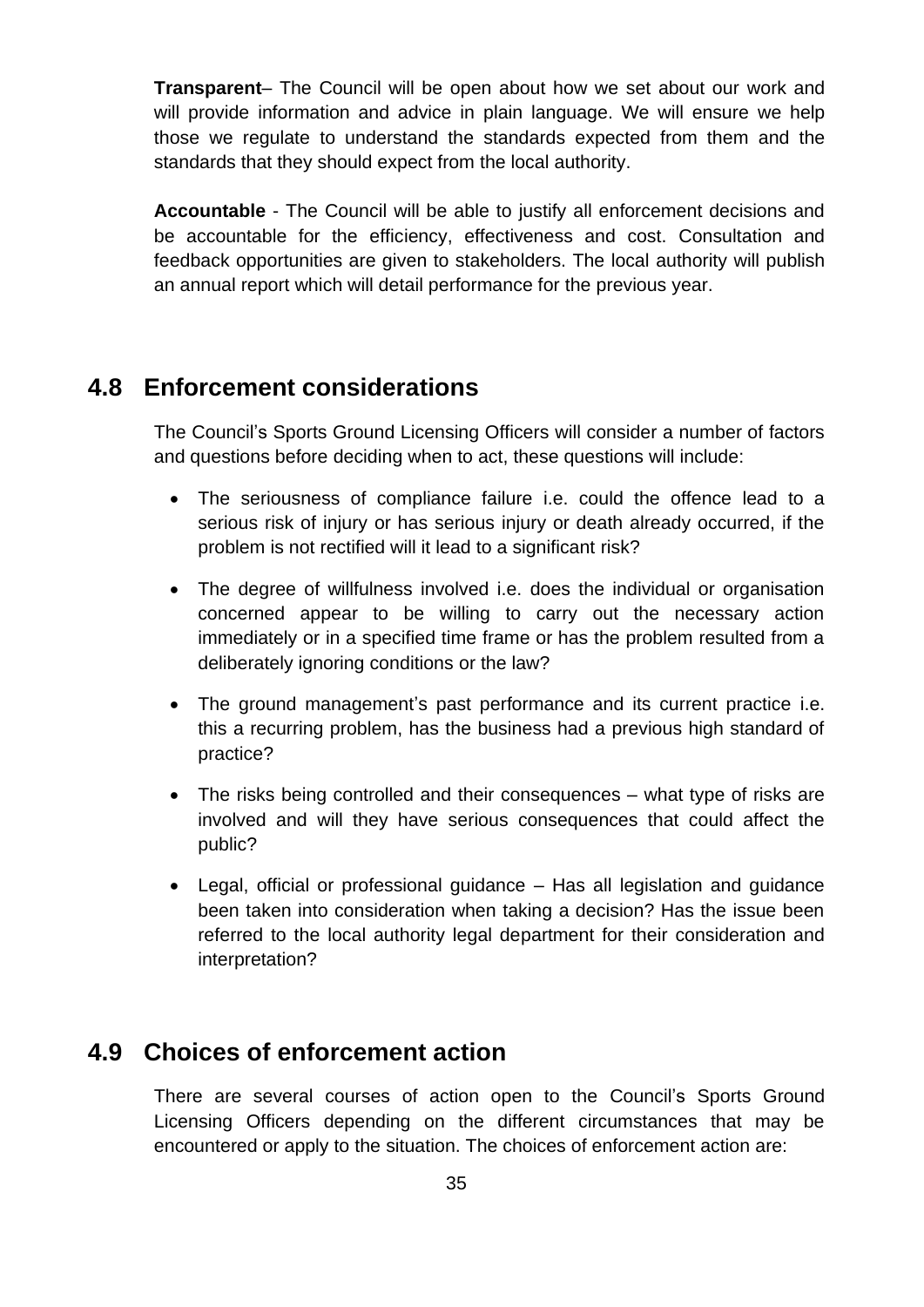**Transparent**– The Council will be open about how we set about our work and will provide information and advice in plain language. We will ensure we help those we regulate to understand the standards expected from them and the standards that they should expect from the local authority.

**Accountable** - The Council will be able to justify all enforcement decisions and be accountable for the efficiency, effectiveness and cost. Consultation and feedback opportunities are given to stakeholders. The local authority will publish an annual report which will detail performance for the previous year.

## 4.8 Enforcement considerations

The Council's Sports Ground Licensing Officers will consider a number of factors and questions before deciding when to act, these questions will include:

- The seriousness of compliance failure i.e. could the offence lead to a serious risk of injury or has serious injury or death already occurred, if the problem is not rectified will it lead to a significant risk?
- The degree of willfulness involved i.e. does the individual or organisation concerned appear to be willing to carry out the necessary action immediately or in a specified time frame or has the problem resulted from a deliberately ignoring conditions or the law?
- The ground management's past performance and its current practice i.e. this a recurring problem, has the business had a previous high standard of practice?
- The risks being controlled and their consequences – what type of risks are involved and will they have serious consequences that could affect the public?
- Legal, official or professional guidance – Has all legislation and guidance been taken into consideration when taking a decision? Has the issue been referred to the local authority legal department for their consideration and interpretation?

## 4.9 Choices of enforcement action

There are several courses of action open to the Council's Sports Ground Licensing Officers depending on the different circumstances that may be encountered or apply to the situation. The choices of enforcement action are: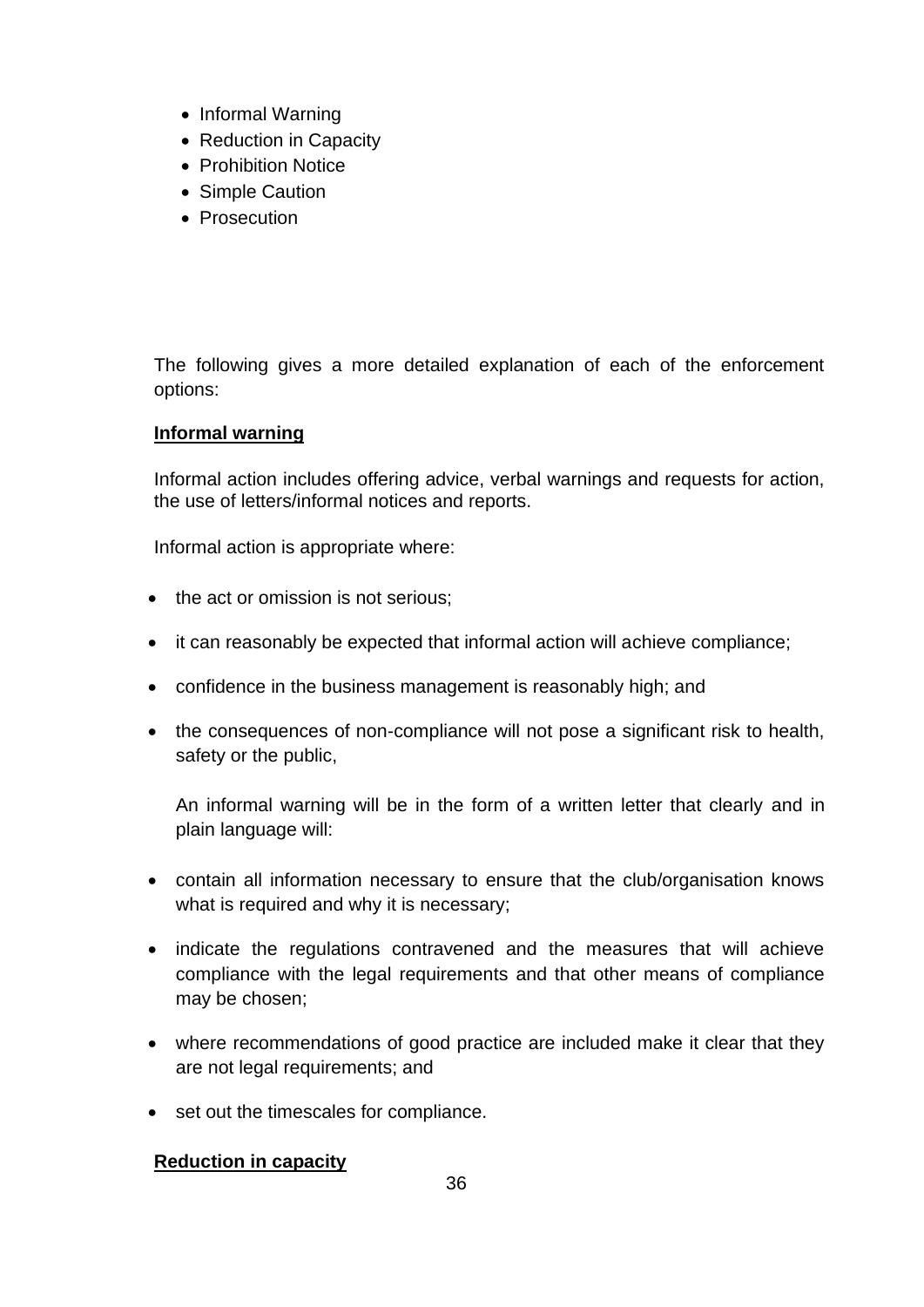- Informal Warning
- Reduction in Capacity
- Prohibition Notice
- Simple Caution
- Prosecution

The following gives a more detailed explanation of each of the enforcement options:

**Informal warning**

Informal action includes offering advice, verbal warnings and requests for action, the use of letters/informal notices and reports.

Informal action is appropriate where:

- the act or omission is not serious;
- it can reasonably be expected that informal action will achieve compliance;
- confidence in the business management is reasonably high; and
- the consequences of non-compliance will not pose a significant risk to health, safety or the public,

  An informal warning will be in the form of a written letter that clearly and in plain language will:

- contain all information necessary to ensure that the club/organisation knows what is required and why it is necessary;
- indicate the regulations contravened and the measures that will achieve compliance with the legal requirements and that other means of compliance may be chosen;
- where recommendations of good practice are included make it clear that they are not legal requirements; and
- set out the timescales for compliance.

**Reduction in capacity**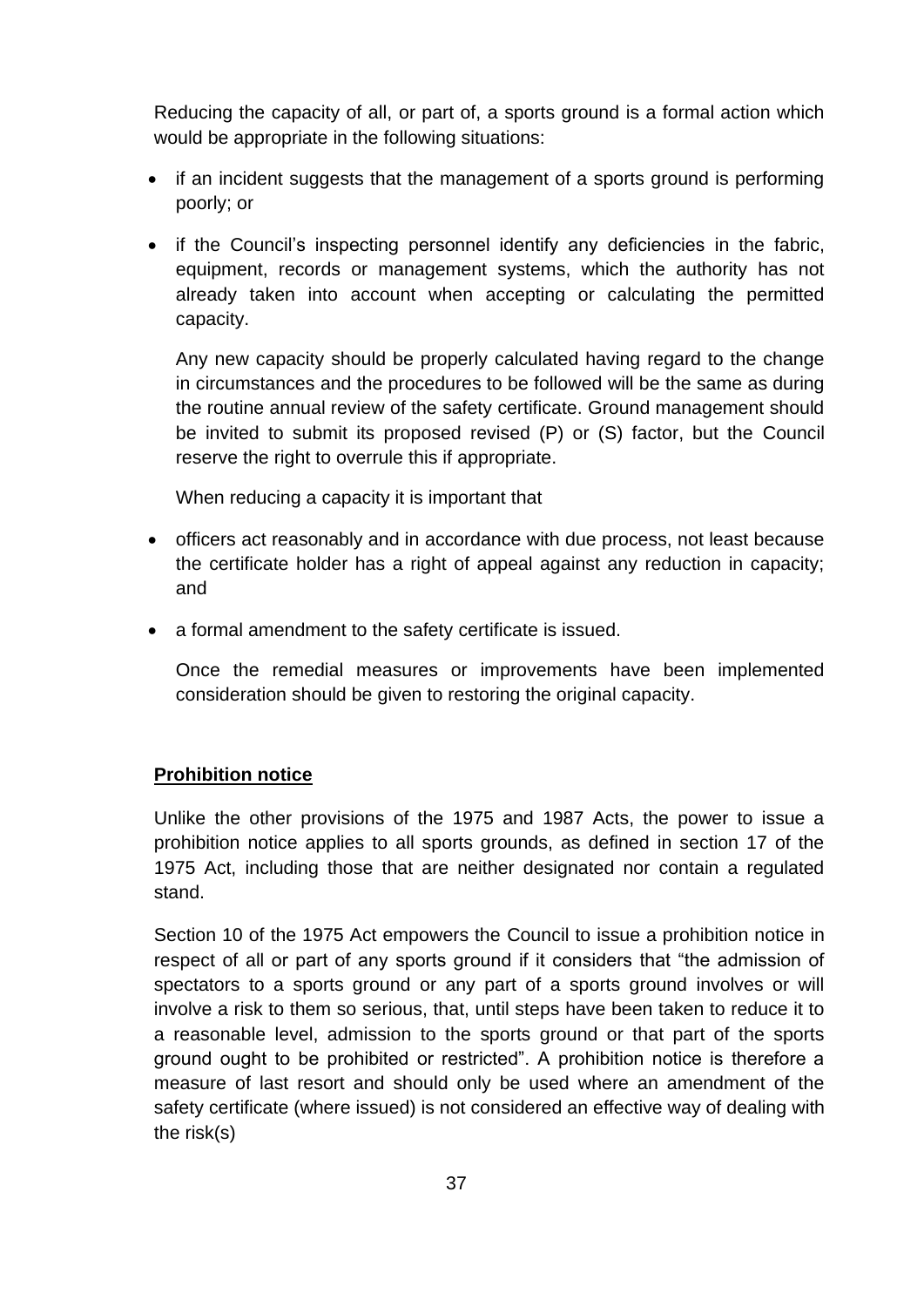Reducing the capacity of all, or part of, a sports ground is a formal action which would be appropriate in the following situations:

- if an incident suggests that the management of a sports ground is performing poorly; or
- if the Council's inspecting personnel identify any deficiencies in the fabric, equipment, records or management systems, which the authority has not already taken into account when accepting or calculating the permitted capacity.

  Any new capacity should be properly calculated having regard to the change in circumstances and the procedures to be followed will be the same as during the routine annual review of the safety certificate. Ground management should be invited to submit its proposed revised (P) or (S) factor, but the Council reserve the right to overrule this if appropriate.

  When reducing a capacity it is important that

- officers act reasonably and in accordance with due process, not least because the certificate holder has a right of appeal against any reduction in capacity; and
- a formal amendment to the safety certificate is issued.

  Once the remedial measures or improvements have been implemented consideration should be given to restoring the original capacity.

**<u>Prohibition notice</u>**

Unlike the other provisions of the 1975 and 1987 Acts, the power to issue a prohibition notice applies to all sports grounds, as defined in section 17 of the 1975 Act, including those that are neither designated nor contain a regulated stand.

Section 10 of the 1975 Act empowers the Council to issue a prohibition notice in respect of all or part of any sports ground if it considers that "the admission of spectators to a sports ground or any part of a sports ground involves or will involve a risk to them so serious, that, until steps have been taken to reduce it to a reasonable level, admission to the sports ground or that part of the sports ground ought to be prohibited or restricted". A prohibition notice is therefore a measure of last resort and should only be used where an amendment of the safety certificate (where issued) is not considered an effective way of dealing with the risk(s)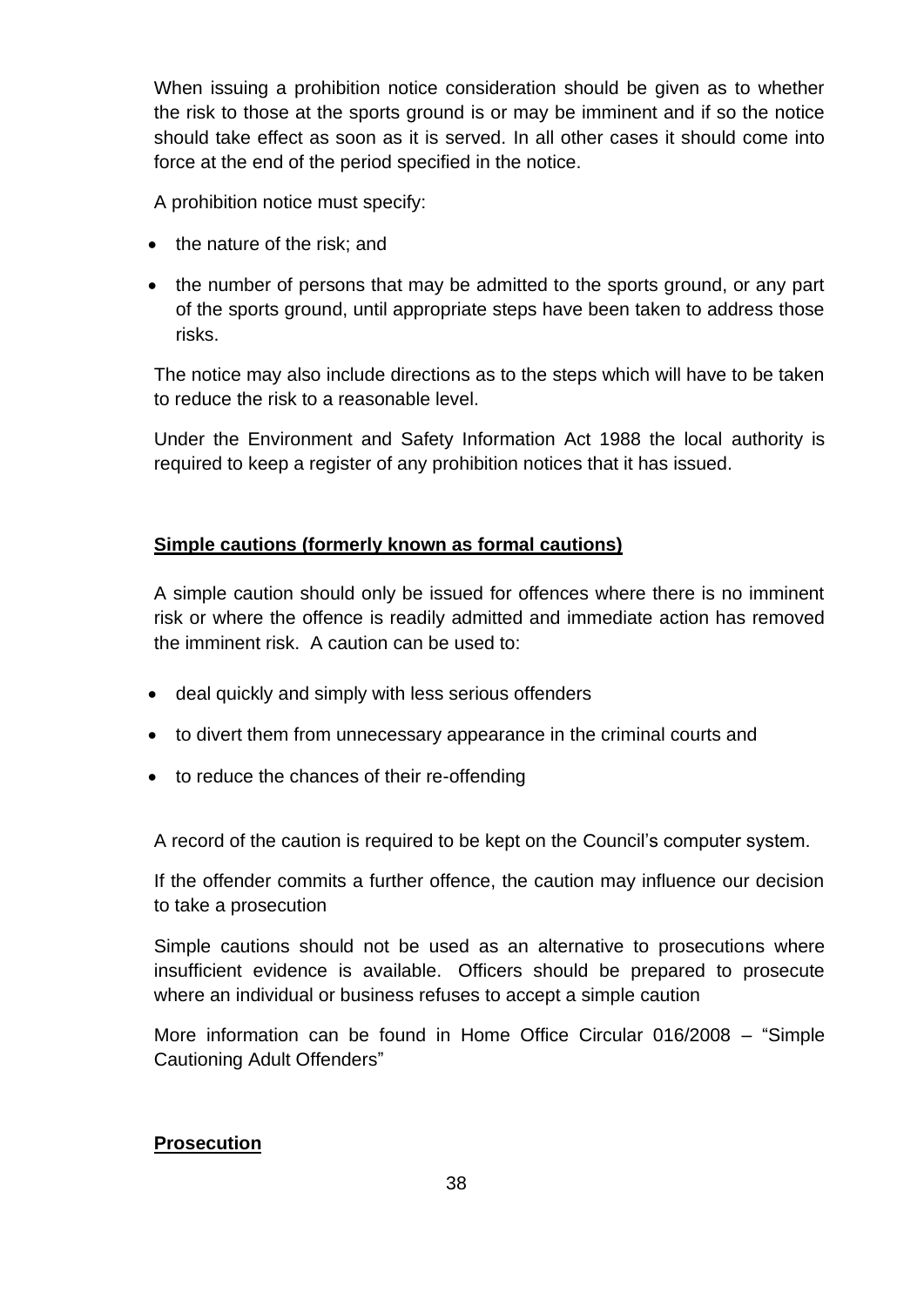When issuing a prohibition notice consideration should be given as to whether the risk to those at the sports ground is or may be imminent and if so the notice should take effect as soon as it is served. In all other cases it should come into force at the end of the period specified in the notice.

A prohibition notice must specify:

- the nature of the risk; and
- the number of persons that may be admitted to the sports ground, or any part of the sports ground, until appropriate steps have been taken to address those risks.

The notice may also include directions as to the steps which will have to be taken to reduce the risk to a reasonable level.

Under the Environment and Safety Information Act 1988 the local authority is required to keep a register of any prohibition notices that it has issued.

**Simple cautions (formerly known as formal cautions)**

A simple caution should only be issued for offences where there is no imminent risk or where the offence is readily admitted and immediate action has removed the imminent risk. A caution can be used to:

- deal quickly and simply with less serious offenders
- to divert them from unnecessary appearance in the criminal courts and
- to reduce the chances of their re-offending

A record of the caution is required to be kept on the Council's computer system.

If the offender commits a further offence, the caution may influence our decision to take a prosecution

Simple cautions should not be used as an alternative to prosecutions where insufficient evidence is available. Officers should be prepared to prosecute where an individual or business refuses to accept a simple caution

More information can be found in Home Office Circular 016/2008 – "Simple Cautioning Adult Offenders"

**Prosecution**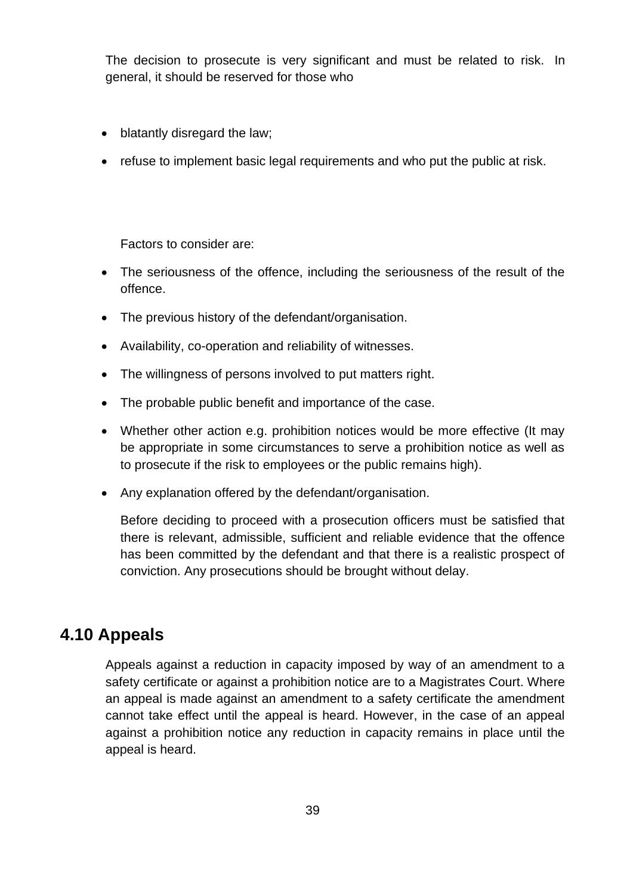The decision to prosecute is very significant and must be related to risk. In general, it should be reserved for those who

- blatantly disregard the law;
- refuse to implement basic legal requirements and who put the public at risk.

Factors to consider are:

- The seriousness of the offence, including the seriousness of the result of the offence.
- The previous history of the defendant/organisation.
- Availability, co-operation and reliability of witnesses.
- The willingness of persons involved to put matters right.
- The probable public benefit and importance of the case.
- Whether other action e.g. prohibition notices would be more effective (It may be appropriate in some circumstances to serve a prohibition notice as well as to prosecute if the risk to employees or the public remains high).
- Any explanation offered by the defendant/organisation.

Before deciding to proceed with a prosecution officers must be satisfied that there is relevant, admissible, sufficient and reliable evidence that the offence has been committed by the defendant and that there is a realistic prospect of conviction. Any prosecutions should be brought without delay.

## 4.10 Appeals

Appeals against a reduction in capacity imposed by way of an amendment to a safety certificate or against a prohibition notice are to a Magistrates Court. Where an appeal is made against an amendment to a safety certificate the amendment cannot take effect until the appeal is heard. However, in the case of an appeal against a prohibition notice any reduction in capacity remains in place until the appeal is heard.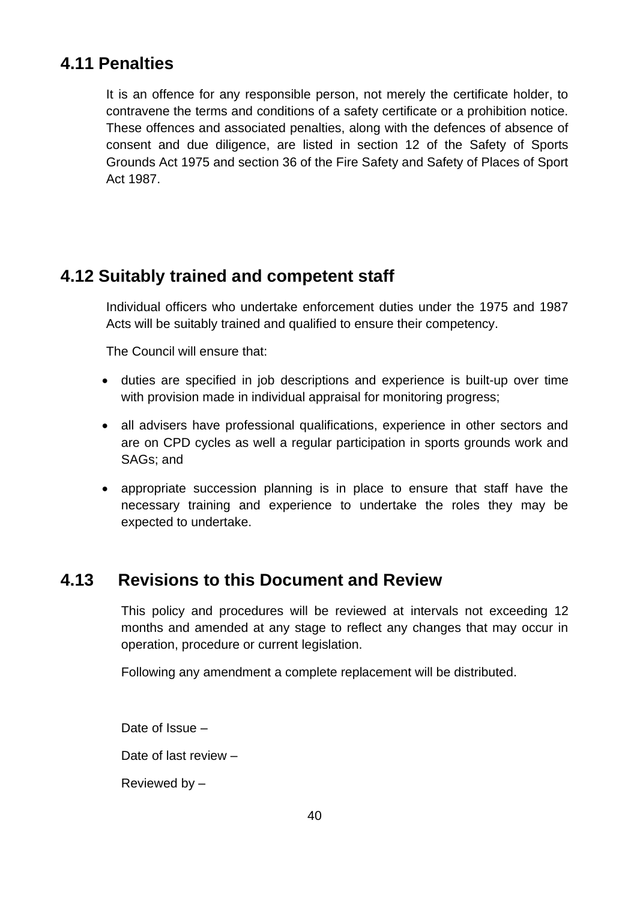## 4.11 Penalties

It is an offence for any responsible person, not merely the certificate holder, to contravene the terms and conditions of a safety certificate or a prohibition notice. These offences and associated penalties, along with the defences of absence of consent and due diligence, are listed in section 12 of the Safety of Sports Grounds Act 1975 and section 36 of the Fire Safety and Safety of Places of Sport Act 1987.

## 4.12 Suitably trained and competent staff

Individual officers who undertake enforcement duties under the 1975 and 1987 Acts will be suitably trained and qualified to ensure their competency.

The Council will ensure that:

- duties are specified in job descriptions and experience is built-up over time with provision made in individual appraisal for monitoring progress;
- all advisers have professional qualifications, experience in other sectors and are on CPD cycles as well a regular participation in sports grounds work and SAGs; and
- appropriate succession planning is in place to ensure that staff have the necessary training and experience to undertake the roles they may be expected to undertake.

## 4.13 Revisions to this Document and Review

This policy and procedures will be reviewed at intervals not exceeding 12 months and amended at any stage to reflect any changes that may occur in operation, procedure or current legislation.

Following any amendment a complete replacement will be distributed.

Date of Issue –

Date of last review –

Reviewed by –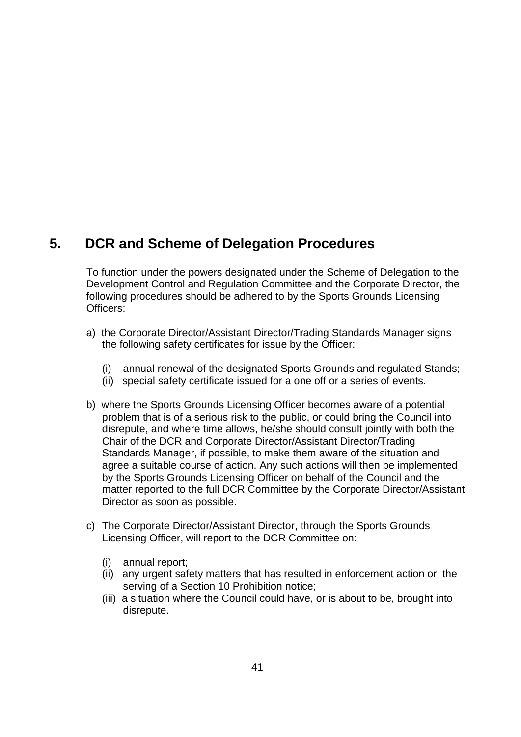# 5. DCR and Scheme of Delegation Procedures

To function under the powers designated under the Scheme of Delegation to the Development Control and Regulation Committee and the Corporate Director, the following procedures should be adhered to by the Sports Grounds Licensing Officers:

a) the Corporate Director/Assistant Director/Trading Standards Manager signs the following safety certificates for issue by the Officer:

   (i) annual renewal of the designated Sports Grounds and regulated Stands;
   (ii) special safety certificate issued for a one off or a series of events.

b) where the Sports Grounds Licensing Officer becomes aware of a potential problem that is of a serious risk to the public, or could bring the Council into disrepute, and where time allows, he/she should consult jointly with both the Chair of the DCR and Corporate Director/Assistant Director/Trading Standards Manager, if possible, to make them aware of the situation and agree a suitable course of action. Any such actions will then be implemented by the Sports Grounds Licensing Officer on behalf of the Council and the matter reported to the full DCR Committee by the Corporate Director/Assistant Director as soon as possible.

c) The Corporate Director/Assistant Director, through the Sports Grounds Licensing Officer, will report to the DCR Committee on:

   (i) annual report;
   (ii) any urgent safety matters that has resulted in enforcement action or the serving of a Section 10 Prohibition notice;
   (iii) a situation where the Council could have, or is about to be, brought into disrepute.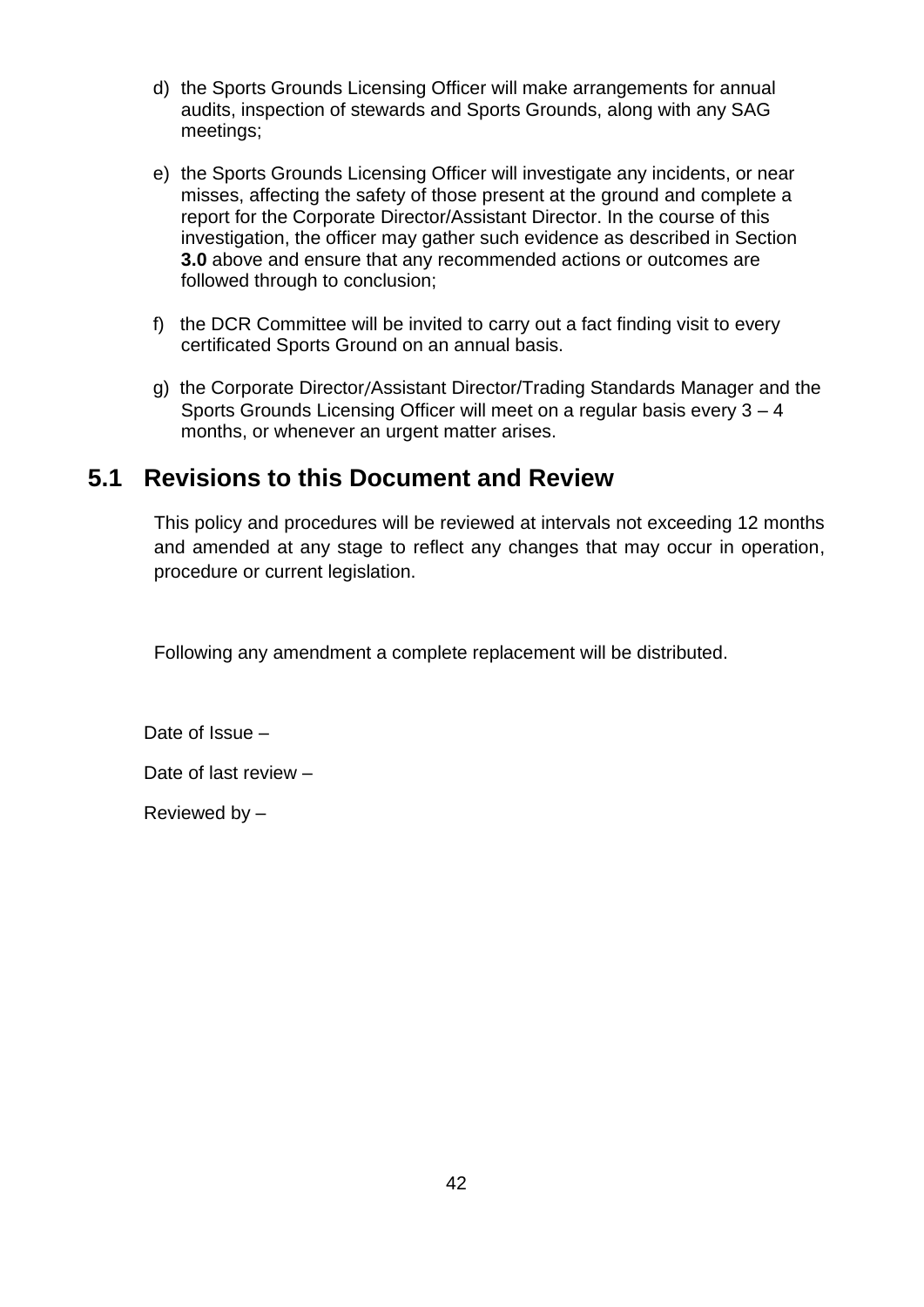d) the Sports Grounds Licensing Officer will make arrangements for annual audits, inspection of stewards and Sports Grounds, along with any SAG meetings;

e) the Sports Grounds Licensing Officer will investigate any incidents, or near misses, affecting the safety of those present at the ground and complete a report for the Corporate Director/Assistant Director. In the course of this investigation, the officer may gather such evidence as described in Section **3.0** above and ensure that any recommended actions or outcomes are followed through to conclusion;

f) the DCR Committee will be invited to carry out a fact finding visit to every certificated Sports Ground on an annual basis.

g) the Corporate Director/Assistant Director/Trading Standards Manager and the Sports Grounds Licensing Officer will meet on a regular basis every 3 – 4 months, or whenever an urgent matter arises.

## 5.1 Revisions to this Document and Review

This policy and procedures will be reviewed at intervals not exceeding 12 months and amended at any stage to reflect any changes that may occur in operation, procedure or current legislation.

Following any amendment a complete replacement will be distributed.

Date of Issue –

Date of last review –

Reviewed by –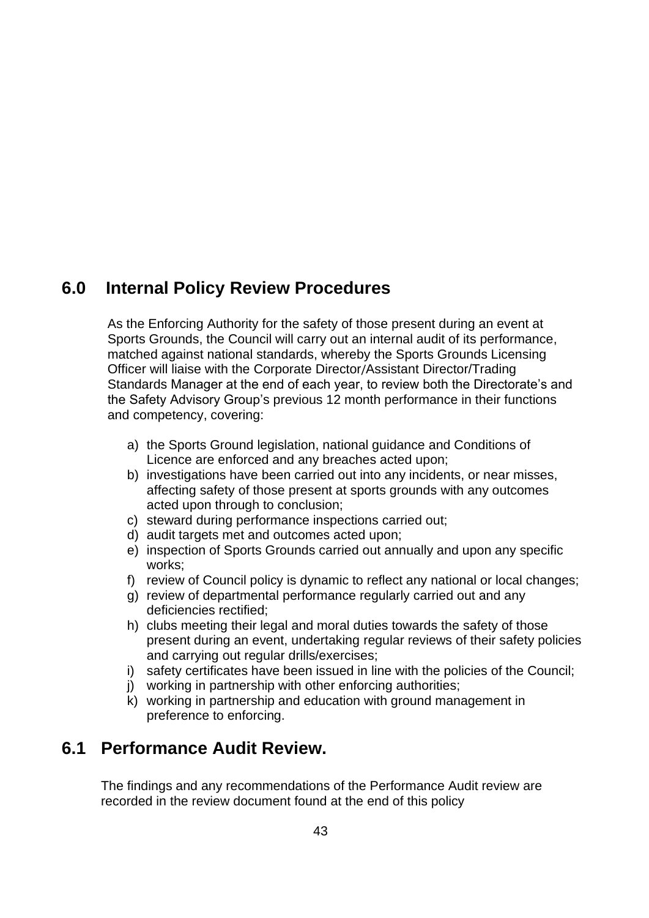## 6.0 Internal Policy Review Procedures

As the Enforcing Authority for the safety of those present during an event at Sports Grounds, the Council will carry out an internal audit of its performance, matched against national standards, whereby the Sports Grounds Licensing Officer will liaise with the Corporate Director/Assistant Director/Trading Standards Manager at the end of each year, to review both the Directorate's and the Safety Advisory Group's previous 12 month performance in their functions and competency, covering:

a) the Sports Ground legislation, national guidance and Conditions of Licence are enforced and any breaches acted upon;
b) investigations have been carried out into any incidents, or near misses, affecting safety of those present at sports grounds with any outcomes acted upon through to conclusion;
c) steward during performance inspections carried out;
d) audit targets met and outcomes acted upon;
e) inspection of Sports Grounds carried out annually and upon any specific works;
f) review of Council policy is dynamic to reflect any national or local changes;
g) review of departmental performance regularly carried out and any deficiencies rectified;
h) clubs meeting their legal and moral duties towards the safety of those present during an event, undertaking regular reviews of their safety policies and carrying out regular drills/exercises;
i) safety certificates have been issued in line with the policies of the Council;
j) working in partnership with other enforcing authorities;
k) working in partnership and education with ground management in preference to enforcing.

## 6.1 Performance Audit Review.

The findings and any recommendations of the Performance Audit review are recorded in the review document found at the end of this policy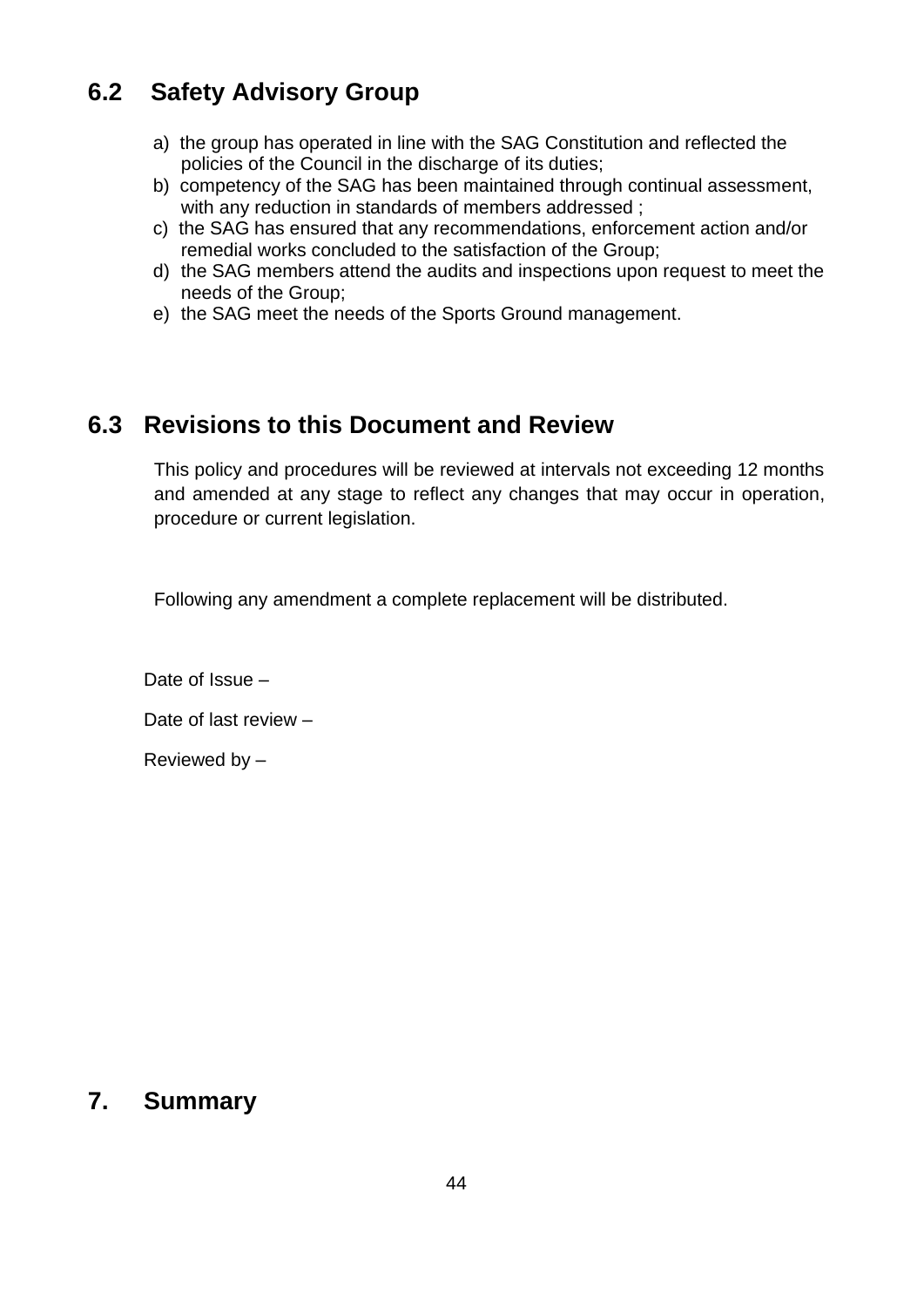## 6.2 Safety Advisory Group

a) the group has operated in line with the SAG Constitution and reflected the policies of the Council in the discharge of its duties;
b) competency of the SAG has been maintained through continual assessment, with any reduction in standards of members addressed ;
c) the SAG has ensured that any recommendations, enforcement action and/or remedial works concluded to the satisfaction of the Group;
d) the SAG members attend the audits and inspections upon request to meet the needs of the Group;
e) the SAG meet the needs of the Sports Ground management.

## 6.3 Revisions to this Document and Review

This policy and procedures will be reviewed at intervals not exceeding 12 months and amended at any stage to reflect any changes that may occur in operation, procedure or current legislation.

Following any amendment a complete replacement will be distributed.

Date of Issue –

Date of last review –

Reviewed by –

# 7. Summary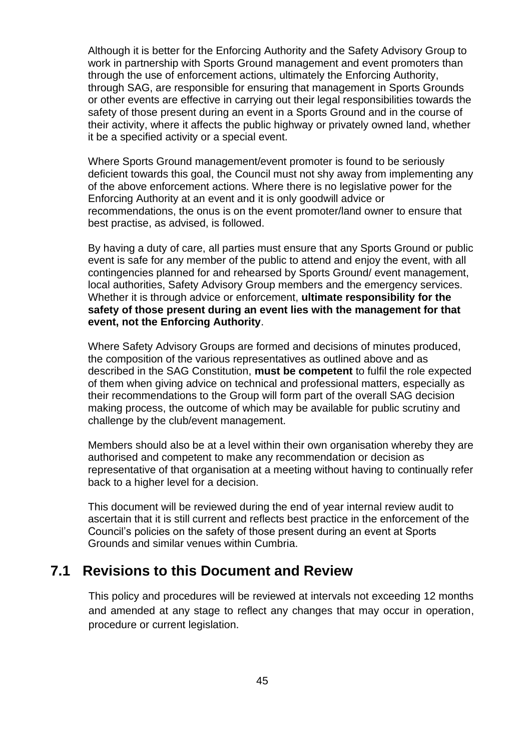Although it is better for the Enforcing Authority and the Safety Advisory Group to work in partnership with Sports Ground management and event promoters than through the use of enforcement actions, ultimately the Enforcing Authority, through SAG, are responsible for ensuring that management in Sports Grounds or other events are effective in carrying out their legal responsibilities towards the safety of those present during an event in a Sports Ground and in the course of their activity, where it affects the public highway or privately owned land, whether it be a specified activity or a special event.

Where Sports Ground management/event promoter is found to be seriously deficient towards this goal, the Council must not shy away from implementing any of the above enforcement actions. Where there is no legislative power for the Enforcing Authority at an event and it is only goodwill advice or recommendations, the onus is on the event promoter/land owner to ensure that best practise, as advised, is followed.

By having a duty of care, all parties must ensure that any Sports Ground or public event is safe for any member of the public to attend and enjoy the event, with all contingencies planned for and rehearsed by Sports Ground/ event management, local authorities, Safety Advisory Group members and the emergency services. Whether it is through advice or enforcement, **ultimate responsibility for the safety of those present during an event lies with the management for that event, not the Enforcing Authority**.

Where Safety Advisory Groups are formed and decisions of minutes produced, the composition of the various representatives as outlined above and as described in the SAG Constitution, **must be competent** to fulfil the role expected of them when giving advice on technical and professional matters, especially as their recommendations to the Group will form part of the overall SAG decision making process, the outcome of which may be available for public scrutiny and challenge by the club/event management.

Members should also be at a level within their own organisation whereby they are authorised and competent to make any recommendation or decision as representative of that organisation at a meeting without having to continually refer back to a higher level for a decision.

This document will be reviewed during the end of year internal review audit to ascertain that it is still current and reflects best practice in the enforcement of the Council's policies on the safety of those present during an event at Sports Grounds and similar venues within Cumbria.

## 7.1 Revisions to this Document and Review

This policy and procedures will be reviewed at intervals not exceeding 12 months and amended at any stage to reflect any changes that may occur in operation, procedure or current legislation.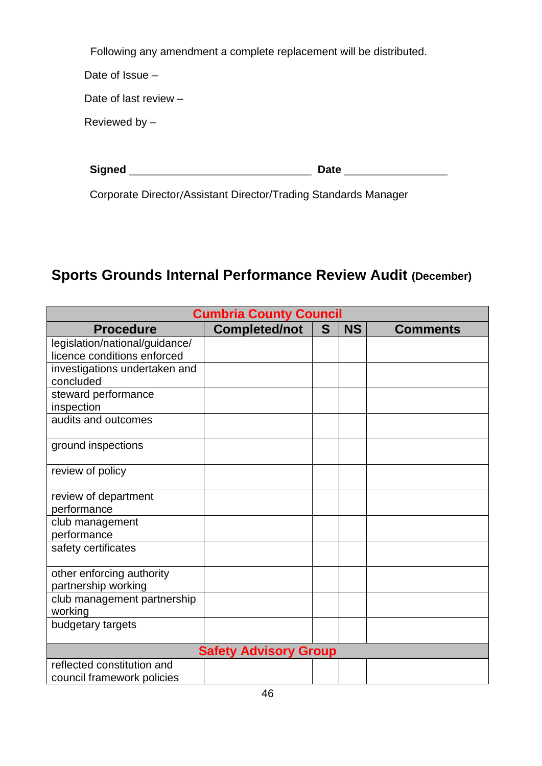Following any amendment a complete replacement will be distributed.

Date of Issue –

Date of last review –

Reviewed by –

**Signed** ______________________________ **Date** ________________

Corporate Director/Assistant Director/Trading Standards Manager

## Sports Grounds Internal Performance Review Audit (December)

| Cumbria County Council | | | | |
|---|---|---|---|---|
| **Procedure** | **Completed/not** | **S** | **NS** | **Comments** |
| legislation/national/guidance/ licence conditions enforced | | | | |
| investigations undertaken and concluded | | | | |
| steward performance inspection | | | | |
| audits and outcomes | | | | |
| ground inspections | | | | |
| review of policy | | | | |
| review of department performance | | | | |
| club management performance | | | | |
| safety certificates | | | | |
| other enforcing authority partnership working | | | | |
| club management partnership working | | | | |
| budgetary targets | | | | |
| **Safety Advisory Group** | | | | |
| reflected constitution and council framework policies | | | | |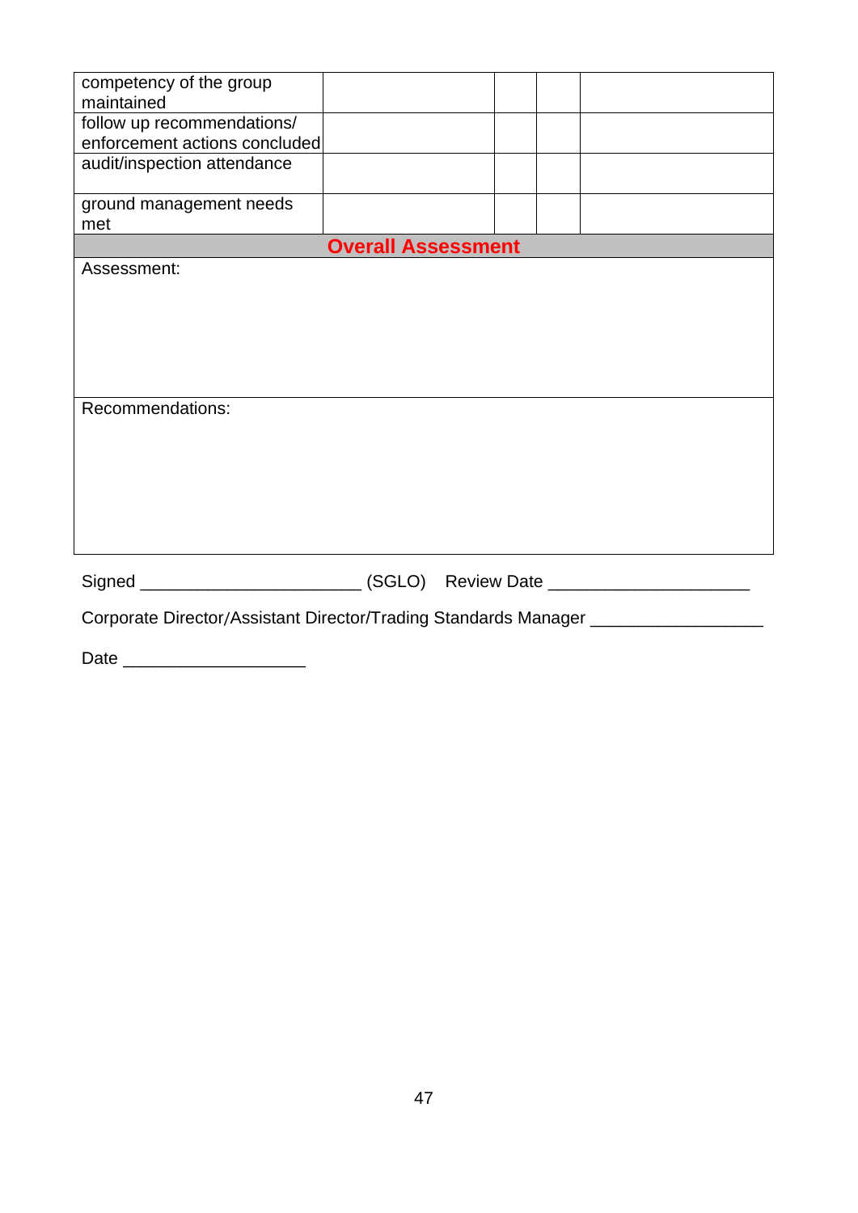| | | | | |
|---|---|---|---|---|
| competency of the group maintained | | | | |
| follow up recommendations/ enforcement actions concluded | | | | |
| audit/inspection attendance | | | | |
| ground management needs met | | | | |

**Overall Assessment**

Assessment:

Recommendations:

Signed ______________________ (SGLO) Review Date ____________________

Corporate Director/Assistant Director/Trading Standards Manager _________________

Date __________________